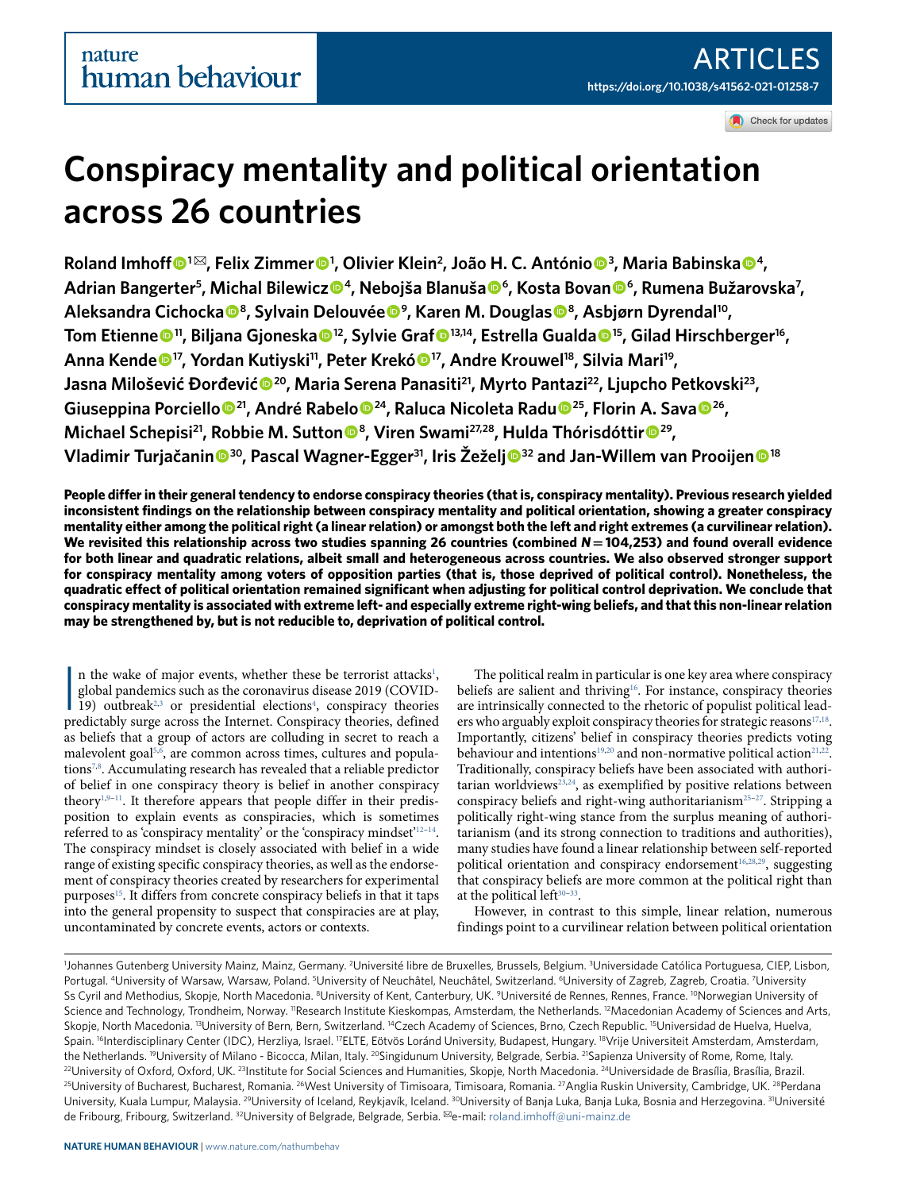# Conspiracy mentality and political orientation across 26 countries

Roland Imhoff[1✉], Felix Zimmer[1], Olivier Klein[2], João H. C. António[3], Maria Babinska[4], Adrian Bangerter[5], Michal Bilewicz[4], Nebojša Blanuša[6], Kosta Bovan[6], Rumena Bužarovska[7], Aleksandra Cichocka[8], Sylvain Delouvée[9], Karen M. Douglas[8], Asbjørn Dyrendal[10], Tom Etienne[11], Biljana Gjoneska[12], Sylvie Graf[13,14], Estrella Gualda[15], Gilad Hirschberger[16], Anna Kende[17], Yordan Kutiyski[11], Peter Krekó[17], Andre Krouwel[18], Silvia Mari[19], Jasna Milošević Đorđević[20], Maria Serena Panasiti[21], Myrto Pantazi[22], Ljupcho Petkovski[23], Giuseppina Porciello[21], André Rabelo[24], Raluca Nicoleta Radu[25], Florin A. Sava[26], Michael Schepisi[21], Robbie M. Sutton[8], Viren Swami[27,28], Hulda Thórisdóttir[29], Vladimir Turjačanin[30], Pascal Wagner-Egger[31], Iris Žeželj[32] and Jan-Willem van Prooijen[18]

**People differ in their general tendency to endorse conspiracy theories (that is, conspiracy mentality). Previous research yielded inconsistent findings on the relationship between conspiracy mentality and political orientation, showing a greater conspiracy mentality either among the political right (a linear relation) or amongst both the left and right extremes (a curvilinear relation). We revisited this relationship across two studies spanning 26 countries (combined $N = 104,253$) and found overall evidence for both linear and quadratic relations, albeit small and heterogeneous across countries. We also observed stronger support for conspiracy mentality among voters of opposition parties (that is, those deprived of political control). Nonetheless, the quadratic effect of political orientation remained significant when adjusting for political control deprivation. We conclude that conspiracy mentality is associated with extreme left- and especially extreme right-wing beliefs, and that this non-linear relation may be strengthened by, but is not reducible to, deprivation of political control.**

In the wake of major events, whether these be terrorist attacks[1], global pandemics such as the coronavirus disease 2019 (COVID-19) outbreak[2,3] or presidential elections[4], conspiracy theories predictably surge across the Internet. Conspiracy theories, defined as beliefs that a group of actors are colluding in secret to reach a malevolent goal[5,6], are common across times, cultures and populations[7,8]. Accumulating research has revealed that a reliable predictor of belief in one conspiracy theory is belief in another conspiracy theory[1,9–11]. It therefore appears that people differ in their predisposition to explain events as conspiracies, which is sometimes referred to as 'conspiracy mentality' or the 'conspiracy mindset'[12–14]. The conspiracy mindset is closely associated with belief in a wide range of existing specific conspiracy theories, as well as the endorsement of conspiracy theories created by researchers for experimental purposes[15]. It differs from concrete conspiracy beliefs in that it taps into the general propensity to suspect that conspiracies are at play, uncontaminated by concrete events, actors or contexts.

The political realm in particular is one key area where conspiracy beliefs are salient and thriving[16]. For instance, conspiracy theories are intrinsically connected to the rhetoric of populist political leaders who arguably exploit conspiracy theories for strategic reasons[17,18]. Importantly, citizens' belief in conspiracy theories predicts voting behaviour and intentions[19,20] and non-normative political action[21,22]. Traditionally, conspiracy beliefs have been associated with authoritarian worldviews[23,24], as exemplified by positive relations between conspiracy beliefs and right-wing authoritarianism[25–27]. Stripping a politically right-wing stance from the surplus meaning of authoritarianism (and its strong connection to traditions and authorities), many studies have found a linear relationship between self-reported political orientation and conspiracy endorsement[16,28,29], suggesting that conspiracy beliefs are more common at the political right than at the political left[30–33].

However, in contrast to this simple, linear relation, numerous findings point to a curvilinear relation between political orientation

[1]Johannes Gutenberg University Mainz, Mainz, Germany. [2]Université libre de Bruxelles, Brussels, Belgium. [3]Universidade Católica Portuguesa, CIEP, Lisbon, Portugal. [4]University of Warsaw, Warsaw, Poland. [5]University of Neuchâtel, Neuchâtel, Switzerland. [6]University of Zagreb, Zagreb, Croatia. [7]University Ss Cyril and Methodius, Skopje, North Macedonia. [8]University of Kent, Canterbury, UK. [9]Université de Rennes, Rennes, France. [10]Norwegian University of Science and Technology, Trondheim, Norway. [11]Research Institute Kieskompas, Amsterdam, the Netherlands. [12]Macedonian Academy of Sciences and Arts, Skopje, North Macedonia. [13]University of Bern, Bern, Switzerland. [14]Czech Academy of Sciences, Brno, Czech Republic. [15]Universidad de Huelva, Huelva, Spain. [16]Interdisciplinary Center (IDC), Herzliya, Israel. [17]ELTE, Eötvös Loránd University, Budapest, Hungary. [18]Vrije Universiteit Amsterdam, Amsterdam, the Netherlands. [19]University of Milano - Bicocca, Milan, Italy. [20]Singidunum University, Belgrade, Serbia. [21]Sapienza University of Rome, Rome, Italy. [22]University of Oxford, Oxford, UK. [23]Institute for Social Sciences and Humanities, Skopje, North Macedonia. [24]Universidade de Brasília, Brasília, Brazil. [25]University of Bucharest, Bucharest, Romania. [26]West University of Timisoara, Timisoara, Romania. [27]Anglia Ruskin University, Cambridge, UK. [28]Perdana University, Kuala Lumpur, Malaysia. [29]University of Iceland, Reykjavík, Iceland. [30]University of Banja Luka, Banja Luka, Bosnia and Herzegovina. [31]Université de Fribourg, Fribourg, Switzerland. [32]University of Belgrade, Belgrade, Serbia. ✉e-mail: roland.imhoff@uni-mainz.de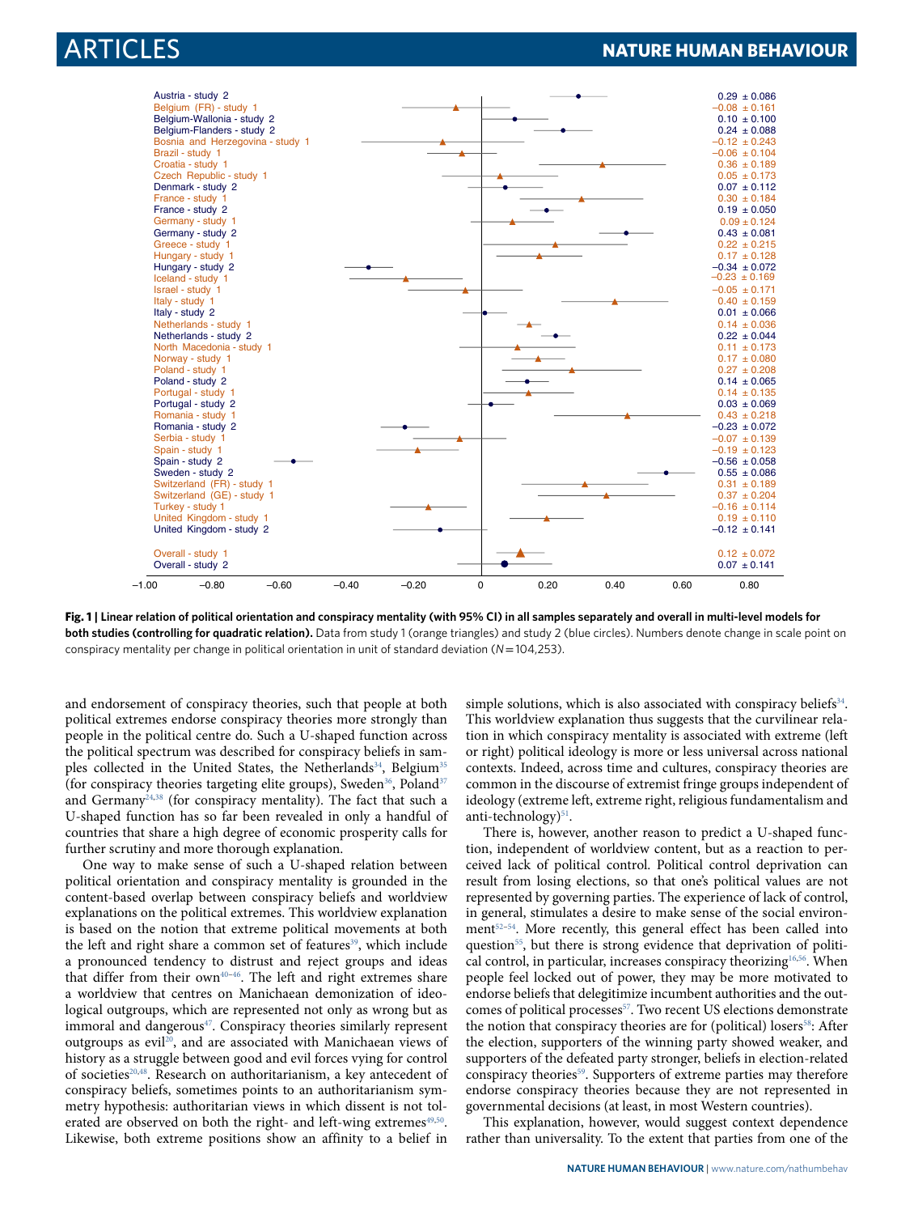| Sample | Estimate |
|---|---|
| Austria - study 2 | 0.29 ± 0.086 |
| Belgium (FR) - study 1 | −0.08 ± 0.161 |
| Belgium-Wallonia - study 2 | 0.10 ± 0.100 |
| Belgium-Flanders - study 2 | 0.24 ± 0.088 |
| Bosnia and Herzegovina - study 1 | −0.12 ± 0.243 |
| Brazil - study 1 | −0.06 ± 0.104 |
| Croatia - study 1 | 0.36 ± 0.189 |
| Czech Republic - study 1 | 0.05 ± 0.173 |
| Denmark - study 2 | 0.07 ± 0.112 |
| France - study 1 | 0.30 ± 0.184 |
| France - study 2 | 0.19 ± 0.050 |
| Germany - study 1 | 0.09 ± 0.124 |
| Germany - study 2 | 0.43 ± 0.081 |
| Greece - study 1 | 0.22 ± 0.215 |
| Hungary - study 1 | 0.17 ± 0.128 |
| Hungary - study 2 | −0.34 ± 0.072 |
| Iceland - study 1 | −0.23 ± 0.169 |
| Israel - study 1 | −0.05 ± 0.171 |
| Italy - study 1 | 0.40 ± 0.159 |
| Italy - study 2 | 0.01 ± 0.066 |
| Netherlands - study 1 | 0.14 ± 0.036 |
| Netherlands - study 2 | 0.22 ± 0.044 |
| North Macedonia - study 1 | 0.11 ± 0.173 |
| Norway - study 1 | 0.17 ± 0.080 |
| Poland - study 1 | 0.27 ± 0.208 |
| Poland - study 2 | 0.14 ± 0.065 |
| Portugal - study 1 | 0.14 ± 0.135 |
| Portugal - study 2 | 0.03 ± 0.069 |
| Romania - study 1 | 0.43 ± 0.218 |
| Romania - study 2 | −0.23 ± 0.072 |
| Serbia - study 1 | −0.07 ± 0.139 |
| Spain - study 1 | −0.19 ± 0.123 |
| Spain - study 2 | −0.56 ± 0.058 |
| Sweden - study 2 | 0.55 ± 0.086 |
| Switzerland (FR) - study 1 | 0.31 ± 0.189 |
| Switzerland (GE) - study 1 | 0.37 ± 0.204 |
| Turkey - study 1 | −0.16 ± 0.114 |
| United Kingdom - study 1 | 0.19 ± 0.110 |
| United Kingdom - study 2 | −0.12 ± 0.141 |
| Overall - study 1 | 0.12 ± 0.072 |
| Overall - study 2 | 0.07 ± 0.141 |

**Fig. 1 | Linear relation of political orientation and conspiracy mentality (with 95% CI) in all samples separately and overall in multi-level models for both studies (controlling for quadratic relation).** Data from study 1 (orange triangles) and study 2 (blue circles). Numbers denote change in scale point on conspiracy mentality per change in political orientation in unit of standard deviation ($N = 104{,}253$).

and endorsement of conspiracy theories, such that people at both political extremes endorse conspiracy theories more strongly than people in the political centre do. Such a U-shaped function across the political spectrum was described for conspiracy beliefs in samples collected in the United States, the Netherlands[34], Belgium[35] (for conspiracy theories targeting elite groups), Sweden[36], Poland[37] and Germany[24,38] (for conspiracy mentality). The fact that such a U-shaped function has so far been revealed in only a handful of countries that share a high degree of economic prosperity calls for further scrutiny and more thorough explanation.

One way to make sense of such a U-shaped relation between political orientation and conspiracy mentality is grounded in the content-based overlap between conspiracy beliefs and worldview explanations on the political extremes. This worldview explanation is based on the notion that extreme political movements at both the left and right share a common set of features[39], which include a pronounced tendency to distrust and reject groups and ideas that differ from their own[40–46]. The left and right extremes share a worldview that centres on Manichaean demonization of ideological outgroups, which are represented not only as wrong but as immoral and dangerous[47]. Conspiracy theories similarly represent outgroups as evil[20], and are associated with Manichaean views of history as a struggle between good and evil forces vying for control of societies[20,48]. Research on authoritarianism, a key antecedent of conspiracy beliefs, sometimes points to an authoritarianism symmetry hypothesis: authoritarian views in which dissent is not tolerated are observed on both the right- and left-wing extremes[49,50]. Likewise, both extreme positions show an affinity to a belief in simple solutions, which is also associated with conspiracy beliefs[34]. This worldview explanation thus suggests that the curvilinear relation in which conspiracy mentality is associated with extreme (left or right) political ideology is more or less universal across national contexts. Indeed, across time and cultures, conspiracy theories are common in the discourse of extremist fringe groups independent of ideology (extreme left, extreme right, religious fundamentalism and anti-technology)[51].

There is, however, another reason to predict a U-shaped function, independent of worldview content, but as a reaction to perceived lack of political control. Political control deprivation can result from losing elections, so that one's political values are not represented by governing parties. The experience of lack of control, in general, stimulates a desire to make sense of the social environment[52–54]. More recently, this general effect has been called into question[55], but there is strong evidence that deprivation of political control, in particular, increases conspiracy theorizing[16,56]. When people feel locked out of power, they may be more motivated to endorse beliefs that delegitimize incumbent authorities and the outcomes of political processes[57]. Two recent US elections demonstrate the notion that conspiracy theories are for (political) losers[58]: After the election, supporters of the winning party showed weaker, and supporters of the defeated party stronger, beliefs in election-related conspiracy theories[59]. Supporters of extreme parties may therefore endorse conspiracy theories because they are not represented in governmental decisions (at least, in most Western countries).

This explanation, however, would suggest context dependence rather than universality. To the extent that parties from one of the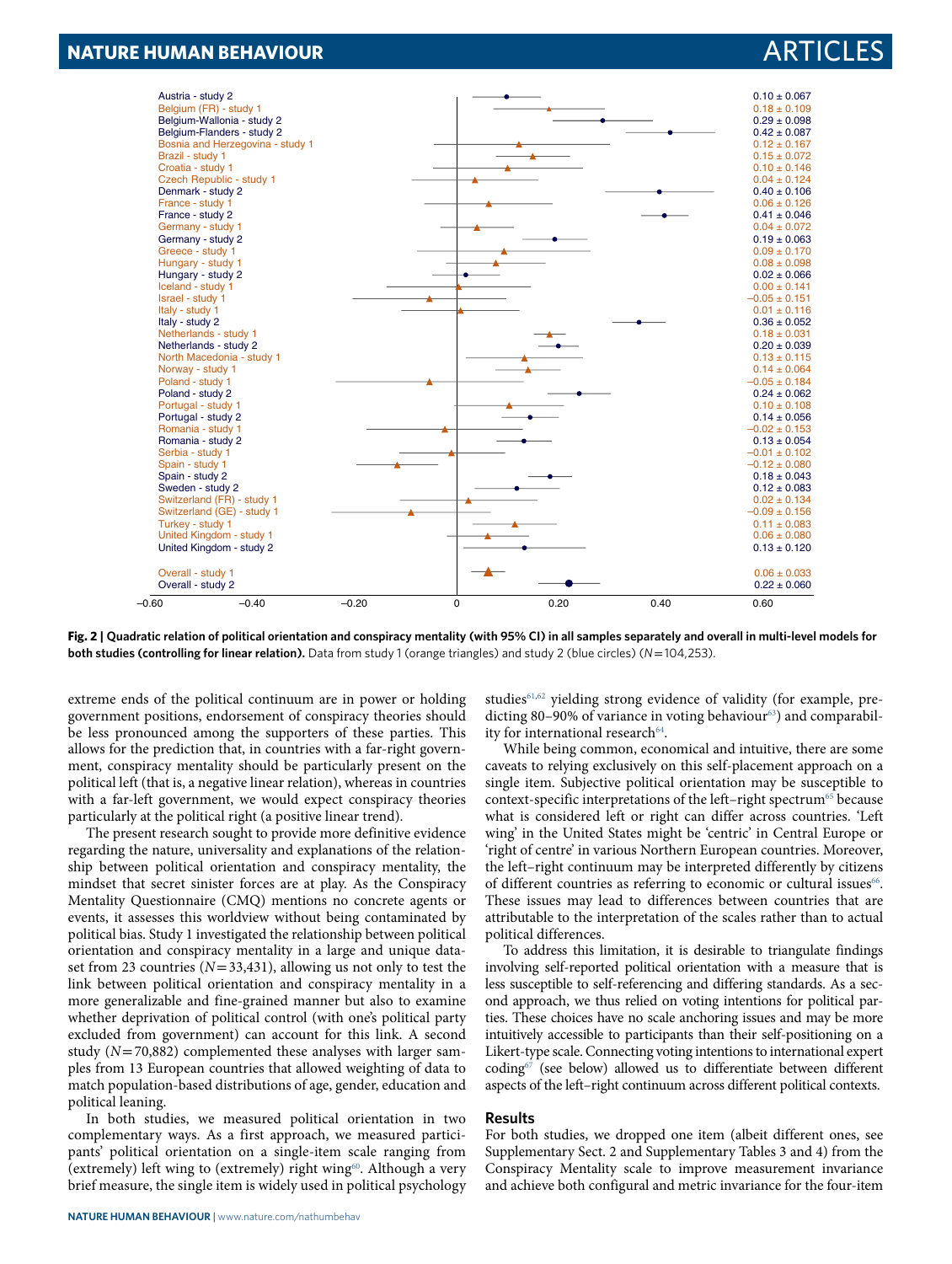| Sample | Estimate ± 95% CI |
| --- | --- |
| Austria - study 2 | 0.10 ± 0.067 |
| Belgium (FR) - study 1 | 0.18 ± 0.109 |
| Belgium-Wallonia - study 2 | 0.29 ± 0.098 |
| Belgium-Flanders - study 2 | 0.42 ± 0.087 |
| Bosnia and Herzegovina - study 1 | 0.12 ± 0.167 |
| Brazil - study 1 | 0.15 ± 0.072 |
| Croatia - study 1 | 0.10 ± 0.146 |
| Czech Republic - study 1 | 0.04 ± 0.124 |
| Denmark - study 2 | 0.40 ± 0.106 |
| France - study 1 | 0.06 ± 0.126 |
| France - study 2 | 0.41 ± 0.046 |
| Germany - study 1 | 0.04 ± 0.072 |
| Germany - study 2 | 0.19 ± 0.063 |
| Greece - study 1 | 0.09 ± 0.170 |
| Hungary - study 1 | 0.08 ± 0.098 |
| Hungary - study 2 | 0.02 ± 0.066 |
| Iceland - study 1 | 0.00 ± 0.141 |
| Israel - study 1 | −0.05 ± 0.151 |
| Italy - study 1 | 0.01 ± 0.116 |
| Italy - study 2 | 0.36 ± 0.052 |
| Netherlands - study 1 | 0.18 ± 0.031 |
| Netherlands - study 2 | 0.20 ± 0.039 |
| North Macedonia - study 1 | 0.13 ± 0.115 |
| Norway - study 1 | 0.14 ± 0.064 |
| Poland - study 1 | −0.05 ± 0.184 |
| Poland - study 2 | 0.24 ± 0.062 |
| Portugal - study 1 | 0.10 ± 0.108 |
| Portugal - study 2 | 0.14 ± 0.056 |
| Romania - study 1 | −0.02 ± 0.153 |
| Romania - study 2 | 0.13 ± 0.054 |
| Serbia - study 1 | −0.01 ± 0.102 |
| Spain - study 1 | −0.12 ± 0.080 |
| Spain - study 2 | 0.18 ± 0.043 |
| Sweden - study 2 | 0.12 ± 0.083 |
| Switzerland (FR) - study 1 | 0.02 ± 0.134 |
| Switzerland (GE) - study 1 | −0.09 ± 0.156 |
| Turkey - study 1 | 0.11 ± 0.083 |
| United Kingdom - study 1 | 0.06 ± 0.080 |
| United Kingdom - study 2 | 0.13 ± 0.120 |
| Overall - study 1 | 0.06 ± 0.033 |
| Overall - study 2 | 0.22 ± 0.060 |

**Fig. 2 | Quadratic relation of political orientation and conspiracy mentality (with 95% CI) in all samples separately and overall in multi-level models for both studies (controlling for linear relation).** Data from study 1 (orange triangles) and study 2 (blue circles) ($N$ = 104,253).

extreme ends of the political continuum are in power or holding government positions, endorsement of conspiracy theories should be less pronounced among the supporters of these parties. This allows for the prediction that, in countries with a far-right government, conspiracy mentality should be particularly present on the political left (that is, a negative linear relation), whereas in countries with a far-left government, we would expect conspiracy theories particularly at the political right (a positive linear trend).

The present research sought to provide more definitive evidence regarding the nature, universality and explanations of the relationship between political orientation and conspiracy mentality, the mindset that secret sinister forces are at play. As the Conspiracy Mentality Questionnaire (CMQ) mentions no concrete agents or events, it assesses this worldview without being contaminated by political bias. Study 1 investigated the relationship between political orientation and conspiracy mentality in a large and unique dataset from 23 countries ($N$ = 33,431), allowing us not only to test the link between political orientation and conspiracy mentality in a more generalizable and fine-grained manner but also to examine whether deprivation of political control (with one's political party excluded from government) can account for this link. A second study ($N$ = 70,882) complemented these analyses with larger samples from 13 European countries that allowed weighting of data to match population-based distributions of age, gender, education and political leaning.

In both studies, we measured political orientation in two complementary ways. As a first approach, we measured participants' political orientation on a single-item scale ranging from (extremely) left wing to (extremely) right wing[60]. Although a very brief measure, the single item is widely used in political psychology studies[61,62] yielding strong evidence of validity (for example, predicting 80–90% of variance in voting behaviour[63]) and comparability for international research[64].

While being common, economical and intuitive, there are some caveats to relying exclusively on this self-placement approach on a single item. Subjective political orientation may be susceptible to context-specific interpretations of the left–right spectrum[65] because what is considered left or right can differ across countries. 'Left wing' in the United States might be 'centric' in Central Europe or 'right of centre' in various Northern European countries. Moreover, the left–right continuum may be interpreted differently by citizens of different countries as referring to economic or cultural issues[66]. These issues may lead to differences between countries that are attributable to the interpretation of the scales rather than to actual political differences.

To address this limitation, it is desirable to triangulate findings involving self-reported political orientation with a measure that is less susceptible to self-referencing and differing standards. As a second approach, we thus relied on voting intentions for political parties. These choices have no scale anchoring issues and may be more intuitively accessible to participants than their self-positioning on a Likert-type scale. Connecting voting intentions to international expert coding[67] (see below) allowed us to differentiate between different aspects of the left–right continuum across different political contexts.

## Results

For both studies, we dropped one item (albeit different ones, see Supplementary Sect. 2 and Supplementary Tables 3 and 4) from the Conspiracy Mentality scale to improve measurement invariance and achieve both configural and metric invariance for the four-item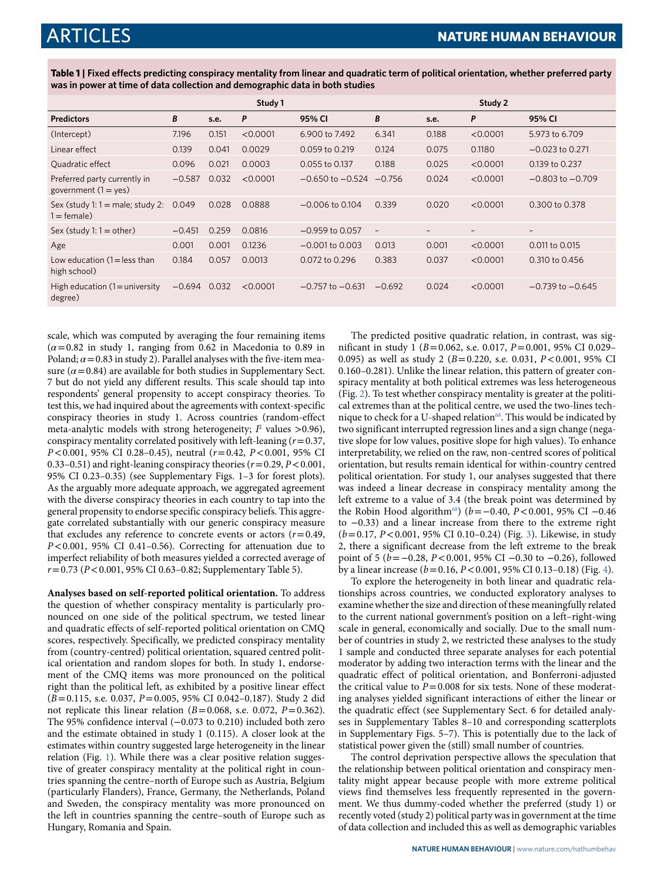**Table 1 | Fixed effects predicting conspiracy mentality from linear and quadratic term of political orientation, whether preferred party was in power at time of data collection and demographic data in both studies**

| | Study 1 | | | | Study 2 | | | |
|---|---|---|---|---|---|---|---|---|
| **Predictors** | ***B*** | **s.e.** | ***P*** | **95% CI** | ***B*** | **s.e.** | ***P*** | **95% CI** |
| (Intercept) | 7.196 | 0.151 | <0.0001 | 6.900 to 7.492 | 6.341 | 0.188 | <0.0001 | 5.973 to 6.709 |
| Linear effect | 0.139 | 0.041 | 0.0029 | 0.059 to 0.219 | 0.124 | 0.075 | 0.1180 | −0.023 to 0.271 |
| Quadratic effect | 0.096 | 0.021 | 0.0003 | 0.055 to 0.137 | 0.188 | 0.025 | <0.0001 | 0.139 to 0.237 |
| Preferred party currently in government (1 = yes) | −0.587 | 0.032 | <0.0001 | −0.650 to −0.524 | −0.756 | 0.024 | <0.0001 | −0.803 to −0.709 |
| Sex (study 1: 1 = male; study 2: 1 = female) | 0.049 | 0.028 | 0.0888 | −0.006 to 0.104 | 0.339 | 0.020 | <0.0001 | 0.300 to 0.378 |
| Sex (study 1: 1 = other) | −0.451 | 0.259 | 0.0816 | −0.959 to 0.057 | – | – | – | – |
| Age | 0.001 | 0.001 | 0.1236 | −0.001 to 0.003 | 0.013 | 0.001 | <0.0001 | 0.011 to 0.015 |
| Low education (1 = less than high school) | 0.184 | 0.057 | 0.0013 | 0.072 to 0.296 | 0.383 | 0.037 | <0.0001 | 0.310 to 0.456 |
| High education (1 = university degree) | −0.694 | 0.032 | <0.0001 | −0.757 to −0.631 | −0.692 | 0.024 | <0.0001 | −0.739 to −0.645 |

scale, which was computed by averaging the four remaining items ($\alpha = 0.82$ in study 1, ranging from 0.62 in Macedonia to 0.89 in Poland; $\alpha = 0.83$ in study 2). Parallel analyses with the five-item measure ($\alpha = 0.84$) are available for both studies in Supplementary Sect. 7 but do not yield any different results. This scale should tap into respondents' general propensity to accept conspiracy theories. To test this, we had inquired about the agreements with context-specific conspiracy theories in study 1. Across countries (random-effect meta-analytic models with strong heterogeneity; $I^2$ values >0.96), conspiracy mentality correlated positively with left-leaning ($r = 0.37$, $P < 0.001$, 95% CI 0.28–0.45), neutral ($r = 0.42$, $P < 0.001$, 95% CI 0.33–0.51) and right-leaning conspiracy theories ($r = 0.29$, $P < 0.001$, 95% CI 0.23–0.35) (see Supplementary Figs. 1–3 for forest plots). As the arguably more adequate approach, we aggregated agreement with the diverse conspiracy theories in each country to tap into the general propensity to endorse specific conspiracy beliefs. This aggregate correlated substantially with our generic conspiracy measure that excludes any reference to concrete events or actors ($r = 0.49$, $P < 0.001$, 95% CI 0.41–0.56). Correcting for attenuation due to imperfect reliability of both measures yielded a corrected average of $r = 0.73$ ($P < 0.001$, 95% CI 0.63–0.82; Supplementary Table 5).

**Analyses based on self-reported political orientation.** To address the question of whether conspiracy mentality is particularly pronounced on one side of the political spectrum, we tested linear and quadratic effects of self-reported political orientation on CMQ scores, respectively. Specifically, we predicted conspiracy mentality from (country-centred) political orientation, squared centred political orientation and random slopes for both. In study 1, endorsement of the CMQ items was more pronounced on the political right than the political left, as exhibited by a positive linear effect ($B = 0.115$, s.e. 0.037, $P = 0.005$, 95% CI 0.042–0.187). Study 2 did not replicate this linear relation ($B = 0.068$, s.e. 0.072, $P = 0.362$). The 95% confidence interval (−0.073 to 0.210) included both zero and the estimate obtained in study 1 (0.115). A closer look at the estimates within country suggested large heterogeneity in the linear relation (Fig. 1). While there was a clear positive relation suggestive of greater conspiracy mentality at the political right in countries spanning the centre–north of Europe such as Austria, Belgium (particularly Flanders), France, Germany, the Netherlands, Poland and Sweden, the conspiracy mentality was more pronounced on the left in countries spanning the centre–south of Europe such as Hungary, Romania and Spain.

The predicted positive quadratic relation, in contrast, was significant in study 1 ($B = 0.062$, s.e. 0.017, $P = 0.001$, 95% CI 0.029–0.095) as well as study 2 ($B = 0.220$, s.e. 0.031, $P < 0.001$, 95% CI 0.160–0.281). Unlike the linear relation, this pattern of greater conspiracy mentality at both political extremes was less heterogeneous (Fig. 2). To test whether conspiracy mentality is greater at the political extremes than at the political centre, we used the two-lines technique to check for a U-shaped relation[68]. This would be indicated by two significant interrupted regression lines and a sign change (negative slope for low values, positive slope for high values). To enhance interpretability, we relied on the raw, non-centred scores of political orientation, but results remain identical for within-country centred political orientation. For study 1, our analyses suggested that there was indeed a linear decrease in conspiracy mentality among the left extreme to a value of 3.4 (the break point was determined by the Robin Hood algorithm[68]) ($b = -0.40$, $P < 0.001$, 95% CI −0.46 to −0.33) and a linear increase from there to the extreme right ($b = 0.17$, $P < 0.001$, 95% CI 0.10–0.24) (Fig. 3). Likewise, in study 2, there a significant decrease from the left extreme to the break point of 5 ($b = -0.28$, $P < 0.001$, 95% CI −0.30 to −0.26), followed by a linear increase ($b = 0.16$, $P < 0.001$, 95% CI 0.13–0.18) (Fig. 4).

To explore the heterogeneity in both linear and quadratic relationships across countries, we conducted exploratory analyses to examine whether the size and direction of these meaningfully related to the current national government's position on a left–right-wing scale in general, economically and socially. Due to the small number of countries in study 2, we restricted these analyses to the study 1 sample and conducted three separate analyses for each potential moderator by adding two interaction terms with the linear and the quadratic effect of political orientation, and Bonferroni-adjusted the critical value to $P = 0.008$ for six tests. None of these moderating analyses yielded significant interactions of either the linear or the quadratic effect (see Supplementary Sect. 6 for detailed analyses in Supplementary Tables 8–10 and corresponding scatterplots in Supplementary Figs. 5–7). This is potentially due to the lack of statistical power given the (still) small number of countries.

The control deprivation perspective allows the speculation that the relationship between political orientation and conspiracy mentality might appear because people with more extreme political views find themselves less frequently represented in the government. We thus dummy-coded whether the preferred (study 1) or recently voted (study 2) political party was in government at the time of data collection and included this as well as demographic variables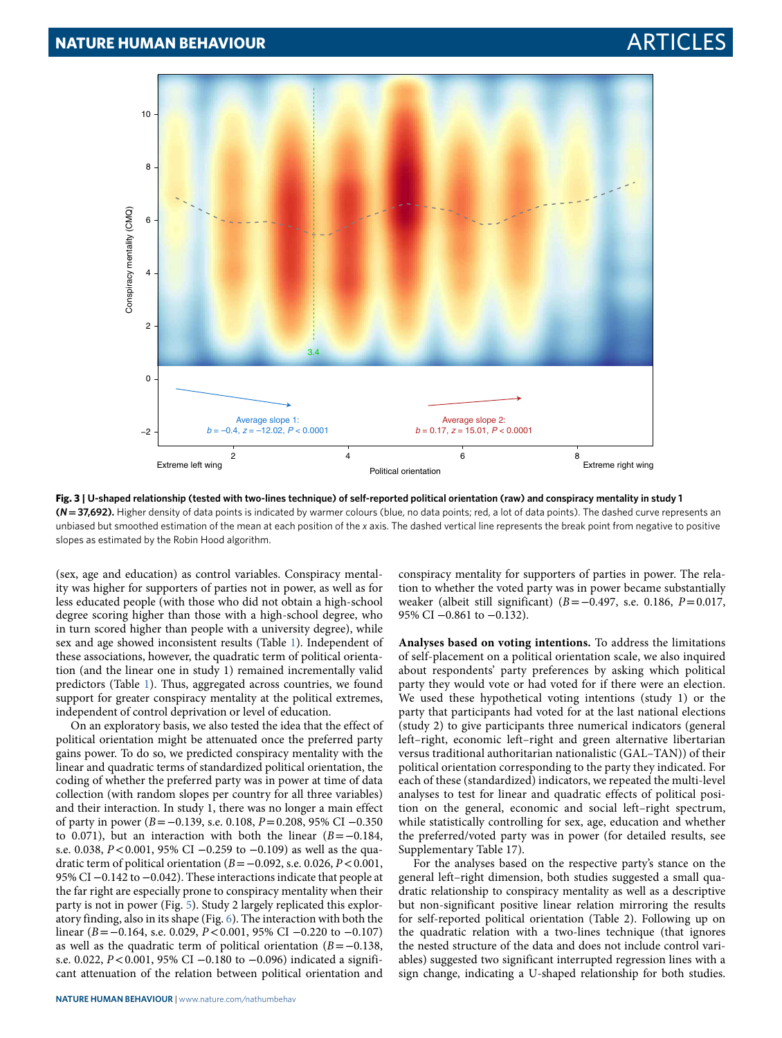Fig. 3 | U-shaped relationship (tested with two-lines technique) of self-reported political orientation (raw) and conspiracy mentality in study 1 (*N* = 37,692). Higher density of data points is indicated by warmer colours (blue, no data points; red, a lot of data points). The dashed curve represents an unbiased but smoothed estimation of the mean at each position of the *x* axis. The dashed vertical line represents the break point from negative to positive slopes as estimated by the Robin Hood algorithm.

(sex, age and education) as control variables. Conspiracy mentality was higher for supporters of parties not in power, as well as for less educated people (with those who did not obtain a high-school degree scoring higher than those with a high-school degree, who in turn scored higher than people with a university degree), while sex and age showed inconsistent results (Table 1). Independent of these associations, however, the quadratic term of political orientation (and the linear one in study 1) remained incrementally valid predictors (Table 1). Thus, aggregated across countries, we found support for greater conspiracy mentality at the political extremes, independent of control deprivation or level of education.

On an exploratory basis, we also tested the idea that the effect of political orientation might be attenuated once the preferred party gains power. To do so, we predicted conspiracy mentality with the linear and quadratic terms of standardized political orientation, the coding of whether the preferred party was in power at time of data collection (with random slopes per country for all three variables) and their interaction. In study 1, there was no longer a main effect of party in power ($B = -0.139$, s.e. 0.108, $P = 0.208$, 95% CI −0.350 to 0.071), but an interaction with both the linear ($B = -0.184$, s.e. 0.038, $P < 0.001$, 95% CI −0.259 to −0.109) as well as the quadratic term of political orientation ($B = -0.092$, s.e. 0.026, $P < 0.001$, 95% CI −0.142 to −0.042). These interactions indicate that people at the far right are especially prone to conspiracy mentality when their party is not in power (Fig. 5). Study 2 largely replicated this exploratory finding, also in its shape (Fig. 6). The interaction with both the linear ($B = -0.164$, s.e. 0.029, $P < 0.001$, 95% CI −0.220 to −0.107) as well as the quadratic term of political orientation ($B = -0.138$, s.e. 0.022, $P < 0.001$, 95% CI −0.180 to −0.096) indicated a significant attenuation of the relation between political orientation and conspiracy mentality for supporters of parties in power. The relation to whether the voted party was in power became substantially weaker (albeit still significant) ($B = -0.497$, s.e. 0.186, $P = 0.017$, 95% CI −0.861 to −0.132).

**Analyses based on voting intentions.** To address the limitations of self-placement on a political orientation scale, we also inquired about respondents' party preferences by asking which political party they would vote or had voted for if there were an election. We used these hypothetical voting intentions (study 1) or the party that participants had voted for at the last national elections (study 2) to give participants three numerical indicators (general left–right, economic left–right and green alternative libertarian versus traditional authoritarian nationalistic (GAL–TAN)) of their political orientation corresponding to the party they indicated. For each of these (standardized) indicators, we repeated the multi-level analyses to test for linear and quadratic effects of political position on the general, economic and social left–right spectrum, while statistically controlling for sex, age, education and whether the preferred/voted party was in power (for detailed results, see Supplementary Table 17).

For the analyses based on the respective party's stance on the general left–right dimension, both studies suggested a small quadratic relationship to conspiracy mentality as well as a descriptive but non-significant positive linear relation mirroring the results for self-reported political orientation (Table 2). Following up on the quadratic relation with a two-lines technique (that ignores the nested structure of the data and does not include control variables) suggested two significant interrupted regression lines with a sign change, indicating a U-shaped relationship for both studies.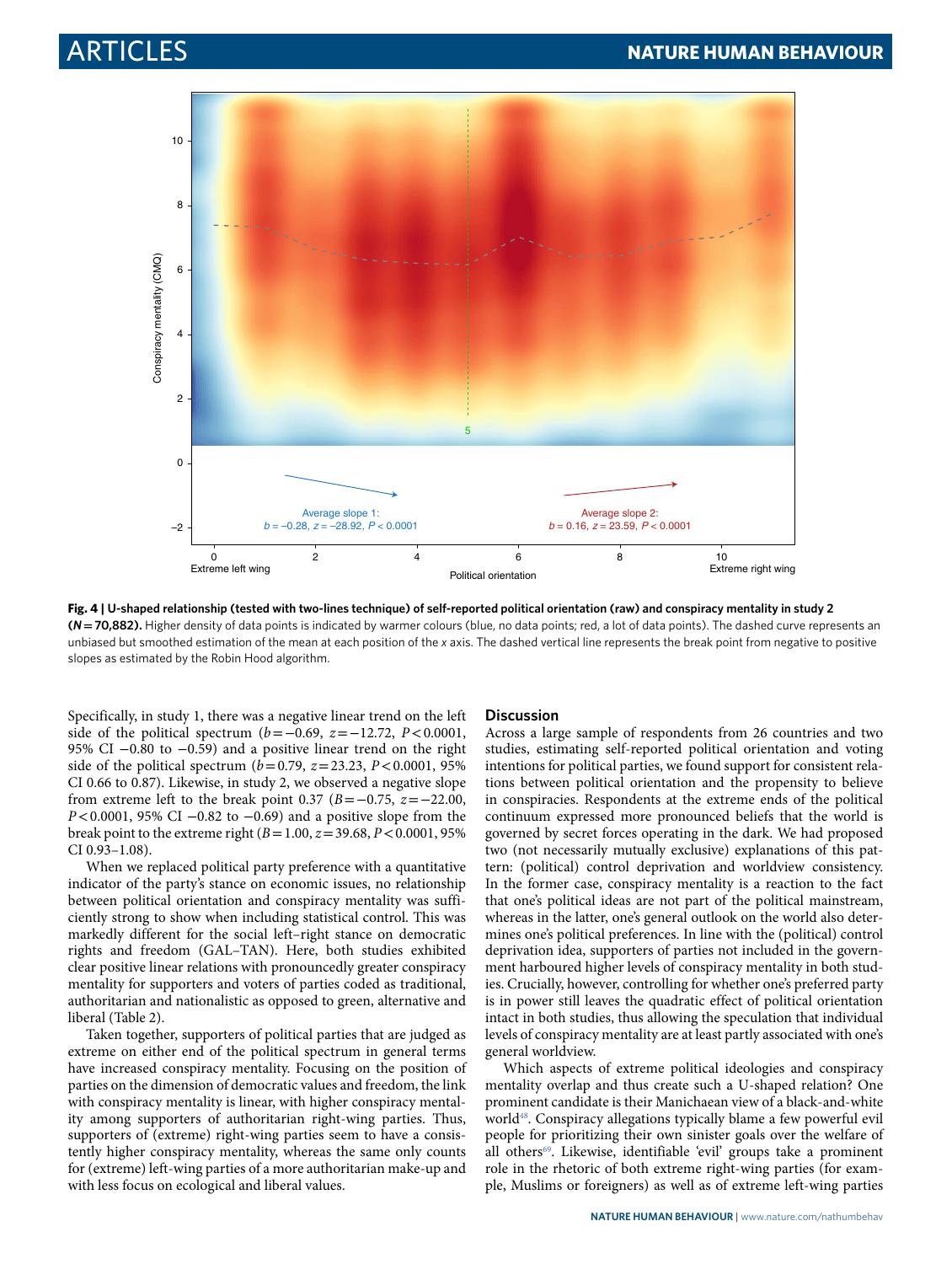**Fig. 4 | U-shaped relationship (tested with two-lines technique) of self-reported political orientation (raw) and conspiracy mentality in study 2 (*N* = 70,882).** Higher density of data points is indicated by warmer colours (blue, no data points; red, a lot of data points). The dashed curve represents an unbiased but smoothed estimation of the mean at each position of the *x* axis. The dashed vertical line represents the break point from negative to positive slopes as estimated by the Robin Hood algorithm.

Specifically, in study 1, there was a negative linear trend on the left side of the political spectrum ($b = -0.69$, $z = -12.72$, $P < 0.0001$, 95% CI −0.80 to −0.59) and a positive linear trend on the right side of the political spectrum ($b = 0.79$, $z = 23.23$, $P < 0.0001$, 95% CI 0.66 to 0.87). Likewise, in study 2, we observed a negative slope from extreme left to the break point 0.37 ($B = -0.75$, $z = -22.00$, $P < 0.0001$, 95% CI −0.82 to −0.69) and a positive slope from the break point to the extreme right ($B = 1.00$, $z = 39.68$, $P < 0.0001$, 95% CI 0.93–1.08).

When we replaced political party preference with a quantitative indicator of the party's stance on economic issues, no relationship between political orientation and conspiracy mentality was sufficiently strong to show when including statistical control. This was markedly different for the social left–right stance on democratic rights and freedom (GAL–TAN). Here, both studies exhibited clear positive linear relations with pronouncedly greater conspiracy mentality for supporters and voters of parties coded as traditional, authoritarian and nationalistic as opposed to green, alternative and liberal (Table 2).

Taken together, supporters of political parties that are judged as extreme on either end of the political spectrum in general terms have increased conspiracy mentality. Focusing on the position of parties on the dimension of democratic values and freedom, the link with conspiracy mentality is linear, with higher conspiracy mentality among supporters of authoritarian right-wing parties. Thus, supporters of (extreme) right-wing parties seem to have a consistently higher conspiracy mentality, whereas the same only counts for (extreme) left-wing parties of a more authoritarian make-up and with less focus on ecological and liberal values.

## Discussion

Across a large sample of respondents from 26 countries and two studies, estimating self-reported political orientation and voting intentions for political parties, we found support for consistent relations between political orientation and the propensity to believe in conspiracies. Respondents at the extreme ends of the political continuum expressed more pronounced beliefs that the world is governed by secret forces operating in the dark. We had proposed two (not necessarily mutually exclusive) explanations of this pattern: (political) control deprivation and worldview consistency. In the former case, conspiracy mentality is a reaction to the fact that one's political ideas are not part of the political mainstream, whereas in the latter, one's general outlook on the world also determines one's political preferences. In line with the (political) control deprivation idea, supporters of parties not included in the government harboured higher levels of conspiracy mentality in both studies. Crucially, however, controlling for whether one's preferred party is in power still leaves the quadratic effect of political orientation intact in both studies, thus allowing the speculation that individual levels of conspiracy mentality are at least partly associated with one's general worldview.

Which aspects of extreme political ideologies and conspiracy mentality overlap and thus create such a U-shaped relation? One prominent candidate is their Manichaean view of a black-and-white world[48]. Conspiracy allegations typically blame a few powerful evil people for prioritizing their own sinister goals over the welfare of all others[69]. Likewise, identifiable 'evil' groups take a prominent role in the rhetoric of both extreme right-wing parties (for example, Muslims or foreigners) as well as of extreme left-wing parties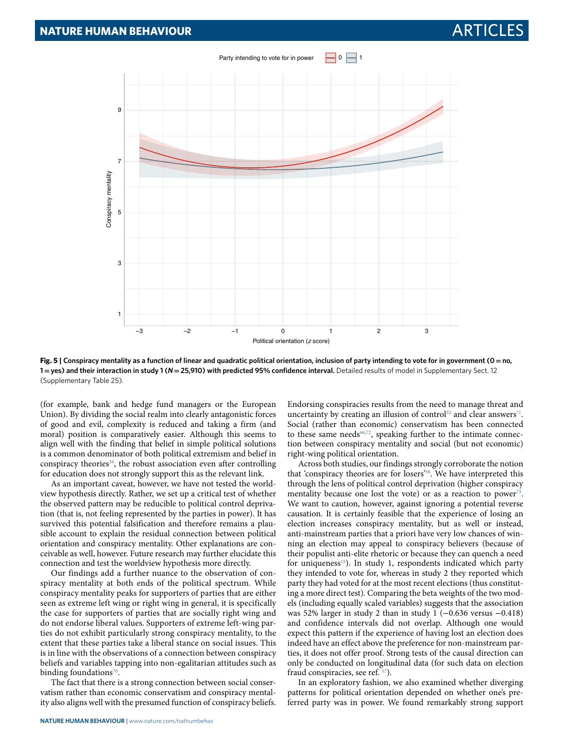Fig. 5 | Conspiracy mentality as a function of linear and quadratic political orientation, inclusion of party intending to vote for in government (0 = no, 1 = yes) and their interaction in study 1 (*N* = 25,910) with predicted 95% confidence interval. Detailed results of model in Supplementary Sect. 12 (Supplementary Table 25).

(for example, bank and hedge fund managers or the European Union). By dividing the social realm into clearly antagonistic forces of good and evil, complexity is reduced and taking a firm (and moral) position is comparatively easier. Although this seems to align well with the finding that belief in simple political solutions is a common denominator of both political extremism and belief in conspiracy theories[34], the robust association even after controlling for education does not strongly support this as the relevant link.

As an important caveat, however, we have not tested the worldview hypothesis directly. Rather, we set up a critical test of whether the observed pattern may be reducible to political control deprivation (that is, not feeling represented by the parties in power). It has survived this potential falsification and therefore remains a plausible account to explain the residual connection between political orientation and conspiracy mentality. Other explanations are conceivable as well, however. Future research may further elucidate this connection and test the worldview hypothesis more directly.

Our findings add a further nuance to the observation of conspiracy mentality at both ends of the political spectrum. While conspiracy mentality peaks for supporters of parties that are either seen as extreme left wing or right wing in general, it is specifically the case for supporters of parties that are socially right wing and do not endorse liberal values. Supporters of extreme left-wing parties do not exhibit particularly strong conspiracy mentality, to the extent that these parties take a liberal stance on social issues. This is in line with the observations of a connection between conspiracy beliefs and variables tapping into non-egalitarian attitudes such as binding foundations[70].

The fact that there is a strong connection between social conservatism rather than economic conservatism and conspiracy mentality also aligns well with the presumed function of conspiracy beliefs. Endorsing conspiracies results from the need to manage threat and uncertainty by creating an illusion of control[52] and clear answers[71]. Social (rather than economic) conservatism has been connected to these same needs[66,72], speaking further to the intimate connection between conspiracy mentality and social (but not economic) right-wing political orientation.

Across both studies, our findings strongly corroborate the notion that 'conspiracy theories are for losers'[58]. We have interpreted this through the lens of political control deprivation (higher conspiracy mentality because one lost the vote) or as a reaction to power[73]. We want to caution, however, against ignoring a potential reverse causation. It is certainly feasible that the experience of losing an election increases conspiracy mentality, but as well or instead, anti-mainstream parties that a priori have very low chances of winning an election may appeal to conspiracy believers (because of their populist anti-elite rhetoric or because they can quench a need for uniqueness[15]). In study 1, respondents indicated which party they intended to vote for, whereas in study 2 they reported which party they had voted for at the most recent elections (thus constituting a more direct test). Comparing the beta weights of the two models (including equally scaled variables) suggests that the association was 52% larger in study 2 than in study 1 (−0.636 versus −0.418) and confidence intervals did not overlap. Although one would expect this pattern if the experience of having lost an election does indeed have an effect above the preference for non-mainstream parties, it does not offer proof. Strong tests of the causal direction can only be conducted on longitudinal data (for such data on election fraud conspiracies, see ref. [57]).

In an exploratory fashion, we also examined whether diverging patterns for political orientation depended on whether one's preferred party was in power. We found remarkably strong support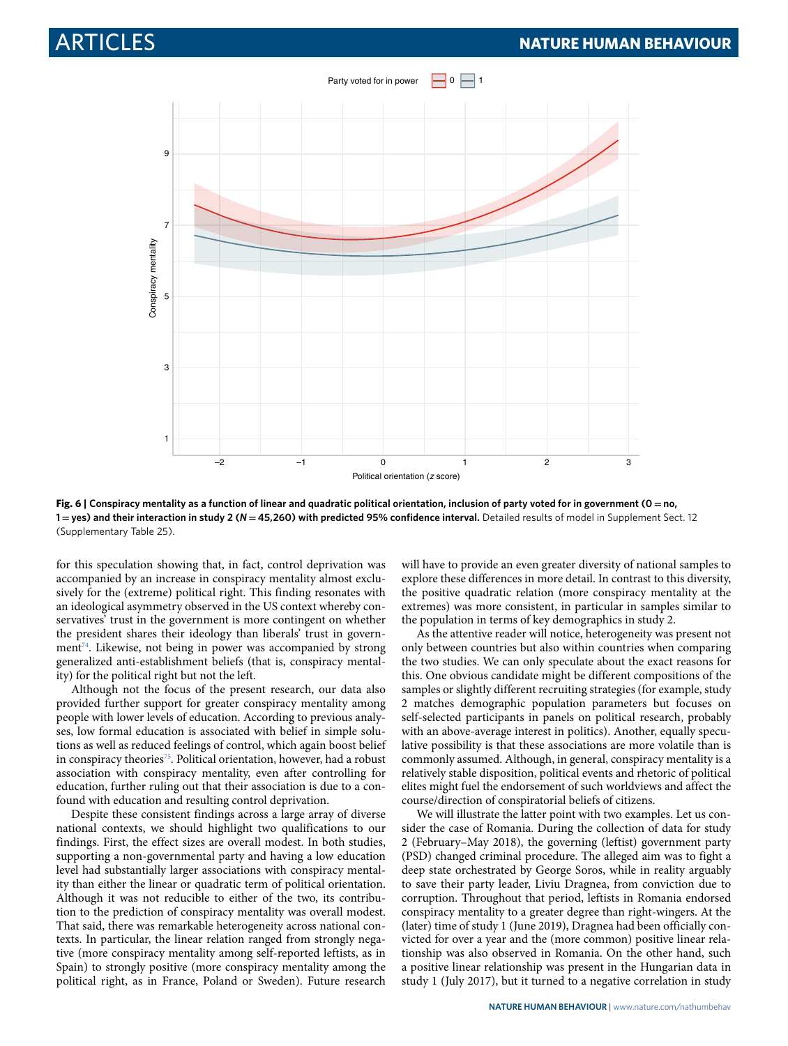**Fig. 6 | Conspiracy mentality as a function of linear and quadratic political orientation, inclusion of party voted for in government (0 = no, 1 = yes) and their interaction in study 2 (*N* = 45,260) with predicted 95% confidence interval.** Detailed results of model in Supplement Sect. 12 (Supplementary Table 25).

for this speculation showing that, in fact, control deprivation was accompanied by an increase in conspiracy mentality almost exclusively for the (extreme) political right. This finding resonates with an ideological asymmetry observed in the US context whereby conservatives' trust in the government is more contingent on whether the president shares their ideology than liberals' trust in government[74]. Likewise, not being in power was accompanied by strong generalized anti-establishment beliefs (that is, conspiracy mentality) for the political right but not the left.

Although not the focus of the present research, our data also provided further support for greater conspiracy mentality among people with lower levels of education. According to previous analyses, low formal education is associated with belief in simple solutions as well as reduced feelings of control, which again boost belief in conspiracy theories[75]. Political orientation, however, had a robust association with conspiracy mentality, even after controlling for education, further ruling out that their association is due to a confound with education and resulting control deprivation.

Despite these consistent findings across a large array of diverse national contexts, we should highlight two qualifications to our findings. First, the effect sizes are overall modest. In both studies, supporting a non-governmental party and having a low education level had substantially larger associations with conspiracy mentality than either the linear or quadratic term of political orientation. Although it was not reducible to either of the two, its contribution to the prediction of conspiracy mentality was overall modest. That said, there was remarkable heterogeneity across national contexts. In particular, the linear relation ranged from strongly negative (more conspiracy mentality among self-reported leftists, as in Spain) to strongly positive (more conspiracy mentality among the political right, as in France, Poland or Sweden). Future research will have to provide an even greater diversity of national samples to explore these differences in more detail. In contrast to this diversity, the positive quadratic relation (more conspiracy mentality at the extremes) was more consistent, in particular in samples similar to the population in terms of key demographics in study 2.

As the attentive reader will notice, heterogeneity was present not only between countries but also within countries when comparing the two studies. We can only speculate about the exact reasons for this. One obvious candidate might be different compositions of the samples or slightly different recruiting strategies (for example, study 2 matches demographic population parameters but focuses on self-selected participants in panels on political research, probably with an above-average interest in politics). Another, equally speculative possibility is that these associations are more volatile than is commonly assumed. Although, in general, conspiracy mentality is a relatively stable disposition, political events and rhetoric of political elites might fuel the endorsement of such worldviews and affect the course/direction of conspiratorial beliefs of citizens.

We will illustrate the latter point with two examples. Let us consider the case of Romania. During the collection of data for study 2 (February–May 2018), the governing (leftist) government party (PSD) changed criminal procedure. The alleged aim was to fight a deep state orchestrated by George Soros, while in reality arguably to save their party leader, Liviu Dragnea, from conviction due to corruption. Throughout that period, leftists in Romania endorsed conspiracy mentality to a greater degree than right-wingers. At the (later) time of study 1 (June 2019), Dragnea had been officially convicted for over a year and the (more common) positive linear relationship was also observed in Romania. On the other hand, such a positive linear relationship was present in the Hungarian data in study 1 (July 2017), but it turned to a negative correlation in study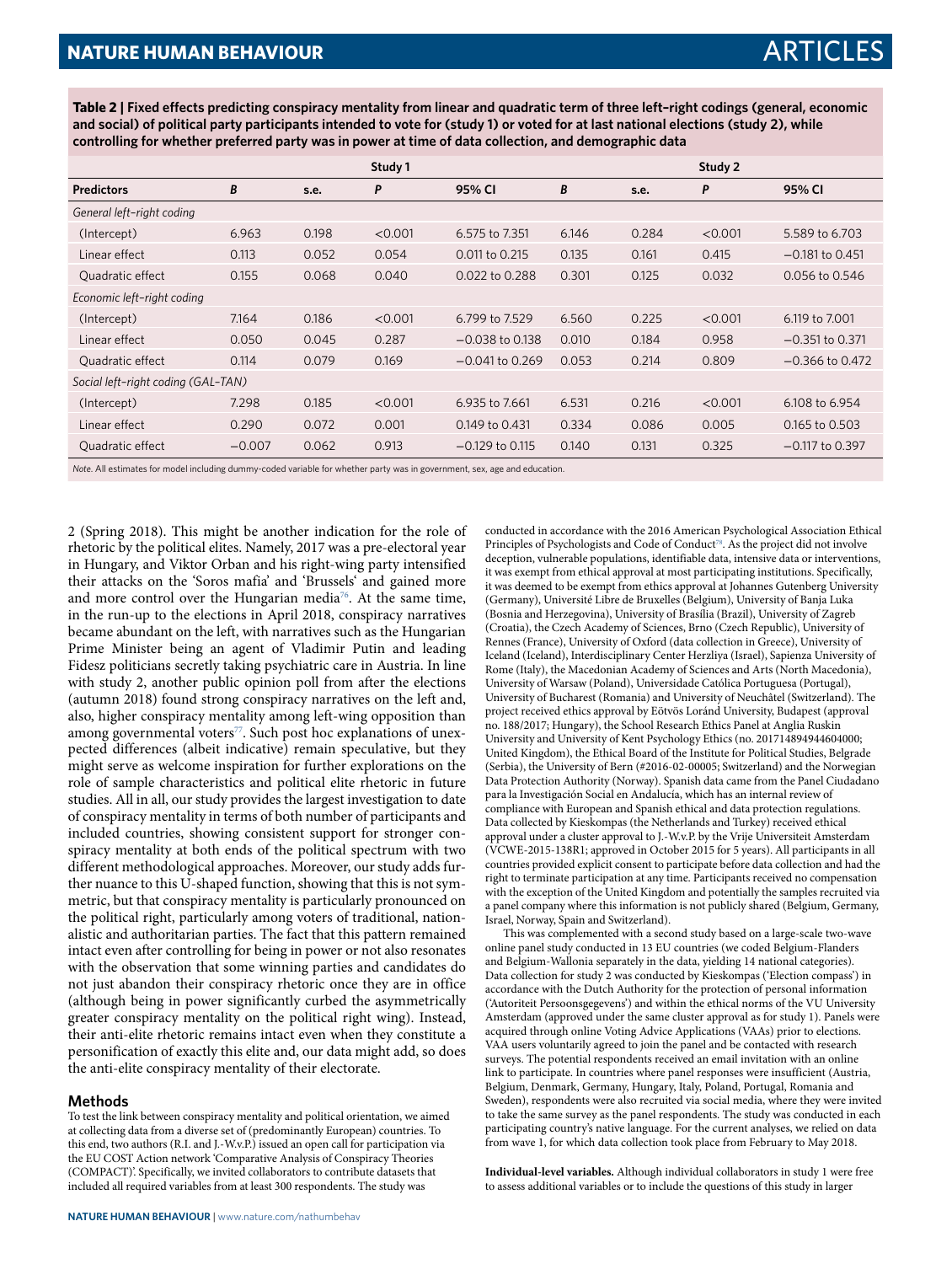**Table 2 | Fixed effects predicting conspiracy mentality from linear and quadratic term of three left–right codings (general, economic and social) of political party participants intended to vote for (study 1) or voted for at last national elections (study 2), while controlling for whether preferred party was in power at time of data collection, and demographic data**

| | Study 1 | | | | Study 2 | | | |
|---|---|---|---|---|---|---|---|---|
| **Predictors** | ***B*** | **s.e.** | ***P*** | **95% CI** | ***B*** | **s.e.** | ***P*** | **95% CI** |
| *General left–right coding* | | | | | | | | |
| (Intercept) | 6.963 | 0.198 | <0.001 | 6.575 to 7.351 | 6.146 | 0.284 | <0.001 | 5.589 to 6.703 |
| Linear effect | 0.113 | 0.052 | 0.054 | 0.011 to 0.215 | 0.135 | 0.161 | 0.415 | −0.181 to 0.451 |
| Quadratic effect | 0.155 | 0.068 | 0.040 | 0.022 to 0.288 | 0.301 | 0.125 | 0.032 | 0.056 to 0.546 |
| *Economic left–right coding* | | | | | | | | |
| (Intercept) | 7.164 | 0.186 | <0.001 | 6.799 to 7.529 | 6.560 | 0.225 | <0.001 | 6.119 to 7.001 |
| Linear effect | 0.050 | 0.045 | 0.287 | −0.038 to 0.138 | 0.010 | 0.184 | 0.958 | −0.351 to 0.371 |
| Quadratic effect | 0.114 | 0.079 | 0.169 | −0.041 to 0.269 | 0.053 | 0.214 | 0.809 | −0.366 to 0.472 |
| *Social left–right coding (GAL–TAN)* | | | | | | | | |
| (Intercept) | 7.298 | 0.185 | <0.001 | 6.935 to 7.661 | 6.531 | 0.216 | <0.001 | 6.108 to 6.954 |
| Linear effect | 0.290 | 0.072 | 0.001 | 0.149 to 0.431 | 0.334 | 0.086 | 0.005 | 0.165 to 0.503 |
| Quadratic effect | −0.007 | 0.062 | 0.913 | −0.129 to 0.115 | 0.140 | 0.131 | 0.325 | −0.117 to 0.397 |

*Note.* All estimates for model including dummy-coded variable for whether party was in government, sex, age and education.

2 (Spring 2018). This might be another indication for the role of rhetoric by the political elites. Namely, 2017 was a pre-electoral year in Hungary, and Viktor Orban and his right-wing party intensified their attacks on the 'Soros mafia' and 'Brussels' and gained more and more control over the Hungarian media[76]. At the same time, in the run-up to the elections in April 2018, conspiracy narratives became abundant on the left, with narratives such as the Hungarian Prime Minister being an agent of Vladimir Putin and leading Fidesz politicians secretly taking psychiatric care in Austria. In line with study 2, another public opinion poll from after the elections (autumn 2018) found strong conspiracy narratives on the left and, also, higher conspiracy mentality among left-wing opposition than among governmental voters[77]. Such post hoc explanations of unexpected differences (albeit indicative) remain speculative, but they might serve as welcome inspiration for further explorations on the role of sample characteristics and political elite rhetoric in future studies. All in all, our study provides the largest investigation to date of conspiracy mentality in terms of both number of participants and included countries, showing consistent support for stronger conspiracy mentality at both ends of the political spectrum with two different methodological approaches. Moreover, our study adds further nuance to this U-shaped function, showing that this is not symmetric, but that conspiracy mentality is particularly pronounced on the political right, particularly among voters of traditional, nationalistic and authoritarian parties. The fact that this pattern remained intact even after controlling for being in power or not also resonates with the observation that some winning parties and candidates do not just abandon their conspiracy rhetoric once they are in office (although being in power significantly curbed the asymmetrically greater conspiracy mentality on the political right wing). Instead, their anti-elite rhetoric remains intact even when they constitute a personification of exactly this elite and, our data might add, so does the anti-elite conspiracy mentality of their electorate.

## Methods

To test the link between conspiracy mentality and political orientation, we aimed at collecting data from a diverse set of (predominantly European) countries. To this end, two authors (R.I. and J.-W.v.P.) issued an open call for participation via the EU COST Action network 'Comparative Analysis of Conspiracy Theories (COMPACT)'. Specifically, we invited collaborators to contribute datasets that included all required variables from at least 300 respondents. The study was conducted in accordance with the 2016 American Psychological Association Ethical Principles of Psychologists and Code of Conduct[78]. As the project did not involve deception, vulnerable populations, identifiable data, intensive data or interventions, it was exempt from ethical approval at most participating institutions. Specifically, it was deemed to be exempt from ethics approval at Johannes Gutenberg University (Germany), Université Libre de Bruxelles (Belgium), University of Banja Luka (Bosnia and Herzegovina), University of Brasília (Brazil), University of Zagreb (Croatia), the Czech Academy of Sciences, Brno (Czech Republic), University of Rennes (France), University of Oxford (data collection in Greece), University of Iceland (Iceland), Interdisciplinary Center Herzliya (Israel), Sapienza University of Rome (Italy), the Macedonian Academy of Sciences and Arts (North Macedonia), University of Warsaw (Poland), Universidade Católica Portuguesa (Portugal), University of Bucharest (Romania) and University of Neuchâtel (Switzerland). The project received ethics approval by Eötvös Loránd University, Budapest (approval no. 188/2017; Hungary), the School Research Ethics Panel at Anglia Ruskin University and University of Kent Psychology Ethics (no. 201714894944604000; United Kingdom), the Ethical Board of the Institute for Political Studies, Belgrade (Serbia), the University of Bern (#2016-02-00005; Switzerland) and the Norwegian Data Protection Authority (Norway). Spanish data came from the Panel Ciudadano para la Investigación Social en Andalucía, which has an internal review of compliance with European and Spanish ethical and data protection regulations. Data collected by Kieskompas (the Netherlands and Turkey) received ethical approval under a cluster approval to J.-W.v.P. by the Vrije Universiteit Amsterdam (VCWE-2015-138R1; approved in October 2015 for 5 years). All participants in all countries provided explicit consent to participate before data collection and had the right to terminate participation at any time. Participants received no compensation with the exception of the United Kingdom and potentially the samples recruited via a panel company where this information is not publicly shared (Belgium, Germany, Israel, Norway, Spain and Switzerland).

This was complemented with a second study based on a large-scale two-wave online panel study conducted in 13 EU countries (we coded Belgium-Flanders and Belgium-Wallonia separately in the data, yielding 14 national categories). Data collection for study 2 was conducted by Kieskompas ('Election compass') in accordance with the Dutch Authority for the protection of personal information ('Autoriteit Persoonsgegevens') and within the ethical norms of the VU University Amsterdam (approved under the same cluster approval as for study 1). Panels were acquired through online Voting Advice Applications (VAAs) prior to elections. VAA users voluntarily agreed to join the panel and be contacted with research surveys. The potential respondents received an email invitation with an online link to participate. In countries where panel responses were insufficient (Austria, Belgium, Denmark, Germany, Hungary, Italy, Poland, Portugal, Romania and Sweden), respondents were also recruited via social media, where they were invited to take the same survey as the panel respondents. The study was conducted in each participating country's native language. For the current analyses, we relied on data from wave 1, for which data collection took place from February to May 2018.

**Individual-level variables.** Although individual collaborators in study 1 were free to assess additional variables or to include the questions of this study in larger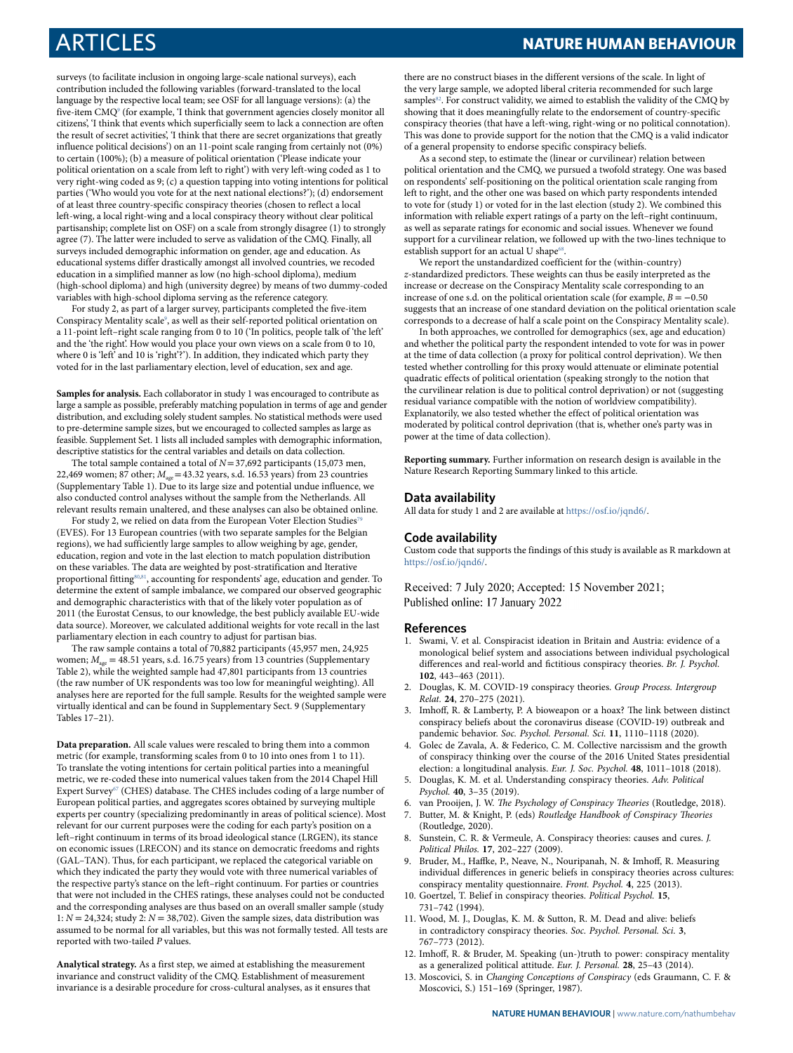surveys (to facilitate inclusion in ongoing large-scale national surveys), each contribution included the following variables (forward-translated to the local language by the respective local team; see OSF for all language versions): (a) the five-item CMQ[9] (for example, 'I think that government agencies closely monitor all citizens', 'I think that events which superficially seem to lack a connection are often the result of secret activities', 'I think that there are secret organizations that greatly influence political decisions') on an 11-point scale ranging from certainly not (0%) to certain (100%); (b) a measure of political orientation ('Please indicate your political orientation on a scale from left to right') with very left-wing coded as 1 to very right-wing coded as 9; (c) a question tapping into voting intentions for political parties ('Who would you vote for at the next national elections?'); (d) endorsement of at least three country-specific conspiracy theories (chosen to reflect a local left-wing, a local right-wing and a local conspiracy theory without clear political partisanship; complete list on OSF) on a scale from strongly disagree (1) to strongly agree (7). The latter were included to serve as validation of the CMQ. Finally, all surveys included demographic information on gender, age and education. As educational systems differ drastically amongst all involved countries, we recoded education in a simplified manner as low (no high-school diploma), medium (high-school diploma) and high (university degree) by means of two dummy-coded variables with high-school diploma serving as the reference category.

For study 2, as part of a larger survey, participants completed the five-item Conspiracy Mentality scale[9], as well as their self-reported political orientation on a 11-point left–right scale ranging from 0 to 10 ('In politics, people talk of 'the left' and the 'the right'. How would you place your own views on a scale from 0 to 10, where 0 is 'left' and 10 is 'right'?'). In addition, they indicated which party they voted for in the last parliamentary election, level of education, sex and age.

**Samples for analysis.** Each collaborator in study 1 was encouraged to contribute as large a sample as possible, preferably matching population in terms of age and gender distribution, and excluding solely student samples. No statistical methods were used to pre-determine sample sizes, but we encouraged to collected samples as large as feasible. Supplement Set. 1 lists all included samples with demographic information, descriptive statistics for the central variables and details on data collection.

The total sample contained a total of $N = 37{,}692$ participants (15,073 men, 22,469 women; 87 other; $M_{age} = 43.32$ years, s.d. 16.53 years) from 23 countries (Supplementary Table 1). Due to its large size and potential undue influence, we also conducted control analyses without the sample from the Netherlands. All relevant results remain unaltered, and these analyses can also be obtained online.

For study 2, we relied on data from the European Voter Election Studies[79] (EVES). For 13 European countries (with two separate samples for the Belgian regions), we had sufficiently large samples to allow weighing by age, gender, education, region and vote in the last election to match population distribution on these variables. The data are weighted by post-stratification and Iterative proportional fitting[80,81], accounting for respondents' age, education and gender. To determine the extent of sample imbalance, we compared our observed geographic and demographic characteristics with that of the likely voter population as of 2011 (the Eurostat Census, to our knowledge, the best publicly available EU-wide data source). Moreover, we calculated additional weights for vote recall in the last parliamentary election in each country to adjust for partisan bias.

The raw sample contains a total of 70,882 participants (45,957 men, 24,925 women; $M_{age} = 48.51$ years, s.d. 16.75 years) from 13 countries (Supplementary Table 2), while the weighted sample had 47,801 participants from 13 countries (the raw number of UK respondents was too low for meaningful weighting). All analyses here are reported for the full sample. Results for the weighted sample were virtually identical and can be found in Supplementary Sect. 9 (Supplementary Tables 17–21).

**Data preparation.** All scale values were rescaled to bring them into a common metric (for example, transforming scales from 0 to 10 into ones from 1 to 11). To translate the voting intentions for certain political parties into a meaningful metric, we re-coded these into numerical values taken from the 2014 Chapel Hill Expert Survey[67] (CHES) database. The CHES includes coding of a large number of European political parties, and aggregates scores obtained by surveying multiple experts per country (specializing predominantly in areas of political science). Most relevant for our current purposes were the coding for each party's position on a left–right continuum in terms of its broad ideological stance (LRGEN), its stance on economic issues (LRECON) and its stance on democratic freedoms and rights (GAL–TAN). Thus, for each participant, we replaced the categorical variable on which they indicated the party they would vote with three numerical variables of the respective party's stance on the left–right continuum. For parties or countries that were not included in the CHES ratings, these analyses could not be conducted and the corresponding analyses are thus based on an overall smaller sample (study 1: $N = 24{,}324$; study 2: $N = 38{,}702$). Given the sample sizes, data distribution was assumed to be normal for all variables, but this was not formally tested. All tests are reported with two-tailed $P$ values.

**Analytical strategy.** As a first step, we aimed at establishing the measurement invariance and construct validity of the CMQ. Establishment of measurement invariance is a desirable procedure for cross-cultural analyses, as it ensures that there are no construct biases in the different versions of the scale. In light of the very large sample, we adopted liberal criteria recommended for such large samples[82]. For construct validity, we aimed to establish the validity of the CMQ by showing that it does meaningfully relate to the endorsement of country-specific conspiracy theories (that have a left-wing, right-wing or no political connotation). This was done to provide support for the notion that the CMQ is a valid indicator of a general propensity to endorse specific conspiracy beliefs.

As a second step, to estimate the (linear or curvilinear) relation between political orientation and the CMQ, we pursued a twofold strategy. One was based on respondents' self-positioning on the political orientation scale ranging from left to right, and the other one was based on which party respondents intended to vote for (study 1) or voted for in the last election (study 2). We combined this information with reliable expert ratings of a party on the left–right continuum, as well as separate ratings for economic and social issues. Whenever we found support for a curvilinear relation, we followed up with the two-lines technique to establish support for an actual U shape[68].

We report the unstandardized coefficient for the (within-country) $z$-standardized predictors. These weights can thus be easily interpreted as the increase or decrease on the Conspiracy Mentality scale corresponding to an increase of one s.d. on the political orientation scale (for example, $B = -0.50$ suggests that an increase of one standard deviation on the political orientation scale corresponds to a decrease of half a scale point on the Conspiracy Mentality scale).

In both approaches, we controlled for demographics (sex, age and education) and whether the political party the respondent intended to vote for was in power at the time of data collection (a proxy for political control deprivation). We then tested whether controlling for this proxy would attenuate or eliminate potential quadratic effects of political orientation (speaking strongly to the notion that the curvilinear relation is due to political control deprivation) or not (suggesting residual variance compatible with the notion of worldview compatibility). Explanatorily, we also tested whether the effect of political orientation was moderated by political control deprivation (that is, whether one's party was in power at the time of data collection).

**Reporting summary.** Further information on research design is available in the Nature Research Reporting Summary linked to this article.

## Data availability

All data for study 1 and 2 are available at https://osf.io/jqnd6/.

## Code availability

Custom code that supports the findings of this study is available as R markdown at https://osf.io/jqnd6/.

Received: 7 July 2020; Accepted: 15 November 2021;
Published online: 17 January 2022

## References

1. Swami, V. et al. Conspiracist ideation in Britain and Austria: evidence of a monological belief system and associations between individual psychological differences and real-world and fictitious conspiracy theories. *Br. J. Psychol.* **102**, 443–463 (2011).
2. Douglas, K. M. COVID-19 conspiracy theories. *Group Process. Intergroup Relat.* **24**, 270–275 (2021).
3. Imhoff, R. & Lamberty, P. A bioweapon or a hoax? The link between distinct conspiracy beliefs about the coronavirus disease (COVID-19) outbreak and pandemic behavior. *Soc. Psychol. Personal. Sci.* **11**, 1110–1118 (2020).
4. Golec de Zavala, A. & Federico, C. M. Collective narcissism and the growth of conspiracy thinking over the course of the 2016 United States presidential election: a longitudinal analysis. *Eur. J. Soc. Psychol.* **48**, 1011–1018 (2018).
5. Douglas, K. M. et al. Understanding conspiracy theories. *Adv. Political Psychol.* **40**, 3–35 (2019).
6. van Prooijen, J. W. *The Psychology of Conspiracy Theories* (Routledge, 2018).
7. Butter, M. & Knight, P. (eds) *Routledge Handbook of Conspiracy Theories* (Routledge, 2020).
8. Sunstein, C. R. & Vermeule, A. Conspiracy theories: causes and cures. *J. Political Philos.* **17**, 202–227 (2009).
9. Bruder, M., Haffke, P., Neave, N., Nouripanah, N. & Imhoff, R. Measuring individual differences in generic beliefs in conspiracy theories across cultures: conspiracy mentality questionnaire. *Front. Psychol.* **4**, 225 (2013).
10. Goertzel, T. Belief in conspiracy theories. *Political Psychol.* **15**, 731–742 (1994).
11. Wood, M. J., Douglas, K. M. & Sutton, R. M. Dead and alive: beliefs in contradictory conspiracy theories. *Soc. Psychol. Personal. Sci.* **3**, 767–773 (2012).
12. Imhoff, R. & Bruder, M. Speaking (un-)truth to power: conspiracy mentality as a generalized political attitude. *Eur. J. Personal.* **28**, 25–43 (2014).
13. Moscovici, S. in *Changing Conceptions of Conspiracy* (eds Graumann, C. F. & Moscovici, S.) 151–169 (Springer, 1987).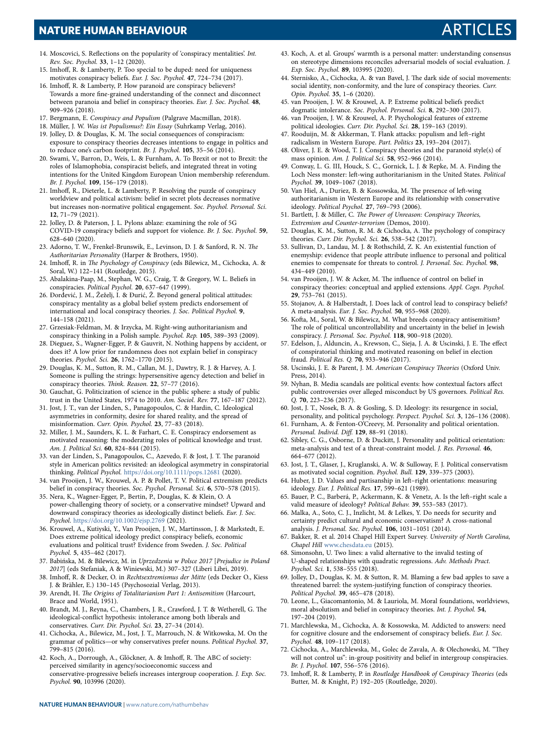14. Moscovici, S. Reflections on the popularity of 'conspiracy mentalities'. *Int. Rev. Soc. Psychol.* **33**, 1–12 (2020).
15. Imhoff, R. & Lamberty, P. Too special to be duped: need for uniqueness motivates conspiracy beliefs. *Eur. J. Soc. Psychol.* **47**, 724–734 (2017).
16. Imhoff, R. & Lamberty, P. How paranoid are conspiracy believers? Towards a more fine-grained understanding of the connect and disconnect between paranoia and belief in conspiracy theories. *Eur. J. Soc. Psychol.* **48**, 909–926 (2018).
17. Bergmann, E. *Conspiracy and Populism* (Palgrave Macmillan, 2018).
18. Müller, J. W. *Was ist Populismus?: Ein Essay* (Suhrkamp Verlag, 2016).
19. Jolley, D. & Douglas, K. M. The social consequences of conspiracism: exposure to conspiracy theories decreases intentions to engage in politics and to reduce one's carbon footprint. *Br. J. Psychol.* **105**, 35–56 (2014).
20. Swami, V., Barron, D., Weis, L. & Furnham, A. To Brexit or not to Brexit: the roles of Islamophobia, conspiracist beliefs, and integrated threat in voting intentions for the United Kingdom European Union membership referendum. *Br. J. Psychol.* **109**, 156–179 (2018).
21. Imhoff, R., Dieterle, L. & Lamberty, P. Resolving the puzzle of conspiracy worldview and political activism: belief in secret plots decreases normative but increases non-normative political engagement. *Soc. Psychol. Personal. Sci.* **12**, 71–79 (2021).
22. Jolley, D. & Paterson, J. L. Pylons ablaze: examining the role of 5G COVID-19 conspiracy beliefs and support for violence. *Br. J. Soc. Psychol.* **59**, 628–640 (2020).
23. Adorno, T. W., Frenkel-Brunswik, E., Levinson, D. J. & Sanford, R. N. *The Authoritarian Personality* (Harper & Brothers, 1950).
24. Imhoff, R. in *The Psychology of Conspiracy* (eds Bilewicz, M., Cichocka, A. & Soral, W.) 122–141 (Routledge, 2015).
25. Abalakina-Paap, M., Stephan, W. G., Craig, T. & Gregory, W. L. Beliefs in conspiracies. *Political Psychol.* **20**, 637–647 (1999).
26. Đorđević, J. M., Žeželj, I. & Đurić, Ž. Beyond general political attitudes: conspiracy mentality as a global belief system predicts endorsement of international and local conspiracy theories. *J. Soc. Political Psychol.* **9**, 144–158 (2021).
27. Grzesiak-Feldman, M. & Irzycka, M. Right-wing authoritarianism and conspiracy thinking in a Polish sample. *Psychol. Rep.* **105**, 389–393 (2009).
28. Dieguez, S., Wagner-Egger, P. & Gauvrit, N. Nothing happens by accident, or does it? A low prior for randomness does not explain belief in conspiracy theories. *Psychol. Sci.* **26**, 1762–1770 (2015).
29. Douglas, K. M., Sutton, R. M., Callan, M. J., Dawtry, R. J. & Harvey, A. J. Someone is pulling the strings: hypersensitive agency detection and belief in conspiracy theories. *Think. Reason.* **22**, 57–77 (2016).
30. Gauchat, G. Politicization of science in the public sphere: a study of public trust in the United States, 1974 to 2010. *Am. Sociol. Rev.* **77**, 167–187 (2012).
31. Jost, J. T., van der Linden, S., Panagopoulos, C. & Hardin, C. Ideological asymmetries in conformity, desire for shared reality, and the spread of misinformation. *Curr. Opin. Psychol.* **23**, 77–83 (2018).
32. Miller, J. M., Saunders, K. L. & Farhart, C. E. Conspiracy endorsement as motivated reasoning: the moderating roles of political knowledge and trust. *Am. J. Political Sci.* **60**, 824–844 (2015).
33. van der Linden, S., Panagopoulos, C., Azevedo, F. & Jost, J. T. The paranoid style in American politics revisited: an ideological asymmetry in conspiratorial thinking. *Political Psychol.* https://doi.org/10.1111/pops.12681 (2020).
34. van Prooijen, J. W., Krouwel, A. P. & Pollet, T. V. Political extremism predicts belief in conspiracy theories. *Soc. Psychol. Personal. Sci.* **6**, 570–578 (2015).
35. Nera, K., Wagner-Egger, P., Bertin, P., Douglas, K. & Klein, O. A power-challenging theory of society, or a conservative mindset? Upward and downward conspiracy theories as ideologically distinct beliefs. *Eur. J. Soc. Psychol.* https://doi.org/10.1002/ejsp.2769 (2021).
36. Krouwel, A., Kutiyski, Y., Van Prooijen, J. W., Martinsson, J. & Markstedt, E. Does extreme political ideology predict conspiracy beliefs, economic evaluations and political trust? Evidence from Sweden. *J. Soc. Political Psychol.* **5**, 435–462 (2017).
37. Babińska, M. & Bilewicz, M. in *Uprzedzenia w Polsce 2017* [*Prejudice in Poland 2017*] (eds Stefaniak, A & Winiewski, M.) 307–327 (Liberi Libri, 2019).
38. Imhoff, R. & Decker, O. in *Rechtsextremismus der Mitte* (eds Decker O., Kiess J. & Brähler, E.) 130–145 (Psychosozial Verlag, 2013).
39. Arendt, H. *The Origins of Totalitarianism Part 1: Antisemitism* (Harcourt, Brace and World, 1951).
40. Brandt, M. J., Reyna, C., Chambers, J. R., Crawford, J. T. & Wetherell, G. The ideological-conflict hypothesis: intolerance among both liberals and conservatives. *Curr. Dir. Psychol. Sci.* **23**, 27–34 (2014).
41. Cichocka, A., Bilewicz, M., Jost, J. T., Marrouch, N. & Witkowska, M. On the grammar of politics—or why conservatives prefer nouns. *Political Psychol.* **37**, 799–815 (2016).
42. Koch, A., Dorrough, A., Glöckner, A. & Imhoff, R. The ABC of society: perceived similarity in agency/socioeconomic success and conservative-progressive beliefs increases intergroup cooperation. *J. Exp. Soc. Psychol.* **90**, 103996 (2020).
43. Koch, A. et al. Groups' warmth is a personal matter: understanding consensus on stereotype dimensions reconciles adversarial models of social evaluation. *J. Exp. Soc. Psychol.* **89**, 103995 (2020).
44. Sternisko, A., Cichocka, A. & van Bavel, J. The dark side of social movements: social identity, non-conformity, and the lure of conspiracy theories. *Curr. Opin. Psychol.* **35**, 1–6 (2020).
45. van Prooijen, J. W. & Krouwel, A. P. Extreme political beliefs predict dogmatic intolerance. *Soc. Psychol. Personal. Sci.* **8**, 292–300 (2017).
46. van Prooijen, J. W. & Krouwel, A. P. Psychological features of extreme political ideologies. *Curr. Dir. Psychol. Sci.* **28**, 159–163 (2019).
47. Rooduijn, M. & Akkerman, T. Flank attacks: populism and left–right radicalism in Western Europe. *Part. Politics* **23**, 193–204 (2017).
48. Oliver, J. E. & Wood, T. J. Conspiracy theories and the paranoid style(s) of mass opinion. *Am. J. Political Sci.* **58**, 952–966 (2014).
49. Conway, L. G. III, Houck, S. C., Gornick, L. J. & Repke, M. A. Finding the Loch Ness monster: left-wing authoritarianism in the United States. *Political Psychol.* **39**, 1049–1067 (2018).
50. Van Hiel, A., Duriez, B. & Kossowska, M. The presence of left-wing authoritarianism in Western Europe and its relationship with conservative ideology. *Political Psychol.* **27**, 769–793 (2006).
51. Bartlett, J. & Miller, C. *The Power of Unreason: Conspiracy Theories, Extremism and Counter-terrorism* (Demos, 2010).
52. Douglas, K. M., Sutton, R. M. & Cichocka, A. The psychology of conspiracy theories. *Curr. Dir. Psychol. Sci.* **26**, 538–542 (2017).
53. Sullivan, D., Landau, M. J. & Rothschild, Z. K. An existential function of enemyship: evidence that people attribute influence to personal and political enemies to compensate for threats to control. *J. Personal. Soc. Psychol.* **98**, 434–449 (2010).
54. van Prooijen, J. W. & Acker, M. The influence of control on belief in conspiracy theories: conceptual and applied extensions. *Appl. Cogn. Psychol.* **29**, 753–761 (2015).
55. Stojanov, A. & Halberstadt, J. Does lack of control lead to conspiracy beliefs? A meta-analysis. *Eur. J. Soc. Psychol.* **50**, 955–968 (2020).
56. Kofta, M., Soral, W. & Bilewicz, M. What breeds conspiracy antisemitism? The role of political uncontrollability and uncertainty in the belief in Jewish conspiracy. *J. Personal. Soc. Psychol.* **118**, 900–918 (2020).
57. Edelson, J., Alduncin, A., Krewson, C., Sieja, J. A. & Uscinski, J. E. The effect of conspiratorial thinking and motivated reasoning on belief in election fraud. *Political Res. Q.* **70**, 933–946 (2017).
58. Uscinski, J. E. & Parent, J. M. *American Conspiracy Theories* (Oxford Univ. Press, 2014).
59. Nyhan, B. Media scandals are political events: how contextual factors affect public controversies over alleged misconduct by US governors. *Political Res. Q.* **70**, 223–236 (2017).
60. Jost, J. T., Nosek, B. A. & Gosling, S. D. Ideology: its resurgence in social, personality, and political psychology. *Perspect. Psychol. Sci.* **3**, 126–136 (2008).
61. Furnham, A. & Fenton-O'Creevy, M. Personality and political orientation. *Personal. Individ. Diff.* **129**, 88–91 (2018).
62. Sibley, C. G., Osborne, D. & Duckitt, J. Personality and political orientation: meta-analysis and test of a threat-constraint model. *J. Res. Personal.* **46**, 664–677 (2012).
63. Jost, J. T., Glaser, J., Kruglanski, A. W. & Sulloway, F. J. Political conservatism as motivated social cognition. *Psychol. Bull.* **129**, 339–375 (2003).
64. Huber, J. D. Values and partisanship in left–right orientations: measuring ideology. *Eur. J. Political Res.* **17**, 599–621 (1989).
65. Bauer, P. C., Barberá, P., Ackermann, K. & Venetz, A. Is the left–right scale a valid measure of ideology? *Political Behav.* **39**, 553–583 (2017).
66. Malka, A., Soto, C. J., Inzlicht, M. & Lelkes, Y. Do needs for security and certainty predict cultural and economic conservatism? A cross-national analysis. *J. Personal. Soc. Psychol.* **106**, 1031–1051 (2014).
67. Bakker, R. et al. 2014 Chapel Hill Expert Survey. *University of North Carolina, Chapel Hill* www.chesdata.eu (2015).
68. Simonsohn, U. Two lines: a valid alternative to the invalid testing of U-shaped relationships with quadratic regressions. *Adv. Methods Pract. Psychol. Sci.* **1**, 538–555 (2018).
69. Jolley, D., Douglas, K. M. & Sutton, R. M. Blaming a few bad apples to save a threatened barrel: the system-justifying function of conspiracy theories. *Political Psychol.* **39**, 465–478 (2018).
70. Leone, L., Giacomantonio, M. & Lauriola, M. Moral foundations, worldviews, moral absolutism and belief in conspiracy theories. *Int. J. Psychol.* **54**, 197–204 (2019).
71. Marchlewska, M., Cichocka, A. & Kossowska, M. Addicted to answers: need for cognitive closure and the endorsement of conspiracy beliefs. *Eur. J. Soc. Psychol.* **48**, 109–117 (2018).
72. Cichocka, A., Marchlewska, M., Golec de Zavala, A. & Olechowski, M. "They will not control us": in-group positivity and belief in intergroup conspiracies. *Br. J. Psychol.* **107**, 556–576 (2016).
73. Imhoff, R. & Lamberty, P. in *Routledge Handbook of Conspiracy Theories* (eds Butter, M. & Knight, P.) 192–205 (Routledge, 2020).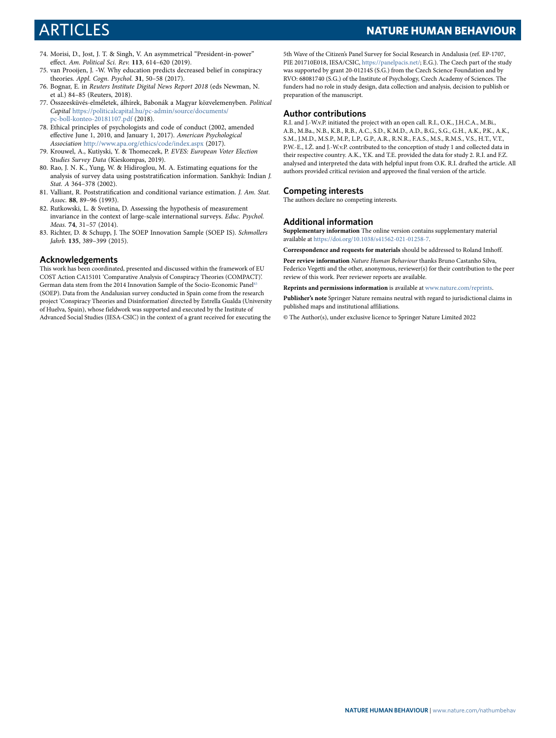74. Morisi, D., Jost, J. T. & Singh, V. An asymmetrical "President-in-power" effect. *Am. Political Sci. Rev.* **113**, 614–620 (2019).
75. van Prooijen, J. -W. Why education predicts decreased belief in conspiracy theories. *Appl. Cogn. Psychol.* **31**, 50–58 (2017).
76. Bognar, E. in *Reuters Institute Digital News Report 2018* (eds Newman, N. et al.) 84–85 (Reuters, 2018).
77. Összeesküvés-elméletek, álhírek, Babonák a Magyar közvelemenyben. *Political Capital* https://politicalcapital.hu/pc-admin/source/documents/pc-boll-konteo-20181107.pdf (2018).
78. Ethical principles of psychologists and code of conduct (2002, amended effective June 1, 2010, and January 1, 2017). *American Psychological Association* http://www.apa.org/ethics/code/index.aspx (2017).
79. Krouwel, A., Kutiyski, Y. & Thomeczek, P. *EVES: European Voter Election Studies Survey Data* (Kieskompas, 2019).
80. Rao, J. N. K., Yung, W. & Hidiroglou, M. A. Estimating equations for the analysis of survey data using poststratification information. Sankhyā: Indian *J. Stat. A* 364–378 (2002).
81. Valliant, R. Poststratification and conditional variance estimation. *J. Am. Stat. Assoc.* **88**, 89–96 (1993).
82. Rutkowski, L. & Svetina, D. Assessing the hypothesis of measurement invariance in the context of large-scale international surveys. *Educ. Psychol. Meas.* **74**, 31–57 (2014).
83. Richter, D. & Schupp, J. The SOEP Innovation Sample (SOEP IS). *Schmollers Jahrb.* **135**, 389–399 (2015).

## Acknowledgements

This work has been coordinated, presented and discussed within the framework of EU COST Action CA15101 'Comparative Analysis of Conspiracy Theories (COMPACT)'. German data stem from the 2014 Innovation Sample of the Socio-Economic Panel[83] (SOEP). Data from the Andalusian survey conducted in Spain come from the research project 'Conspiracy Theories and Disinformation' directed by Estrella Gualda (University of Huelva, Spain), whose fieldwork was supported and executed by the Institute of Advanced Social Studies (IESA-CSIC) in the context of a grant received for executing the 5th Wave of the Citizen's Panel Survey for Social Research in Andalusia (ref. EP-1707, PIE 201710E018, IESA/CSIC, https://panelpacis.net/; E.G.). The Czech part of the study was supported by grant 20-01214S (S.G.) from the Czech Science Foundation and by RVO: 68081740 (S.G.) of the Institute of Psychology, Czech Academy of Sciences. The funders had no role in study design, data collection and analysis, decision to publish or preparation of the manuscript.

## Author contributions

R.I. and J.-W.v.P. initiated the project with an open call. R.I., O.K., J.H.C.A., M.Bi., A.B., M.Ba., N.B., K.B., R.B., A.C., S.D., K.M.D., A.D., B.G., S.G., G.H., A.K., P.K., A.K., S.M., J.M.D., M.S.P., M.P., L.P., G.P., A.R., R.N.R., F.A.S., M.S., R.M.S., V.S., H.T., V.T., P.W.-E., I.Ž. and J.-W.v.P. contributed to the conception of study 1 and collected data in their respective country. A.K., Y.K. and T.E. provided the data for study 2. R.I. and F.Z. analysed and interpreted the data with helpful input from O.K. R.I. drafted the article. All authors provided critical revision and approved the final version of the article.

## Competing interests

The authors declare no competing interests.

## Additional information

**Supplementary information** The online version contains supplementary material available at https://doi.org/10.1038/s41562-021-01258-7.

**Correspondence and requests for materials** should be addressed to Roland Imhoff.

**Peer review information** *Nature Human Behaviour* thanks Bruno Castanho Silva, Federico Vegetti and the other, anonymous, reviewer(s) for their contribution to the peer review of this work. Peer reviewer reports are available.

**Reprints and permissions information** is available at www.nature.com/reprints.

**Publisher's note** Springer Nature remains neutral with regard to jurisdictional claims in published maps and institutional affiliations.

© The Author(s), under exclusive licence to Springer Nature Limited 2022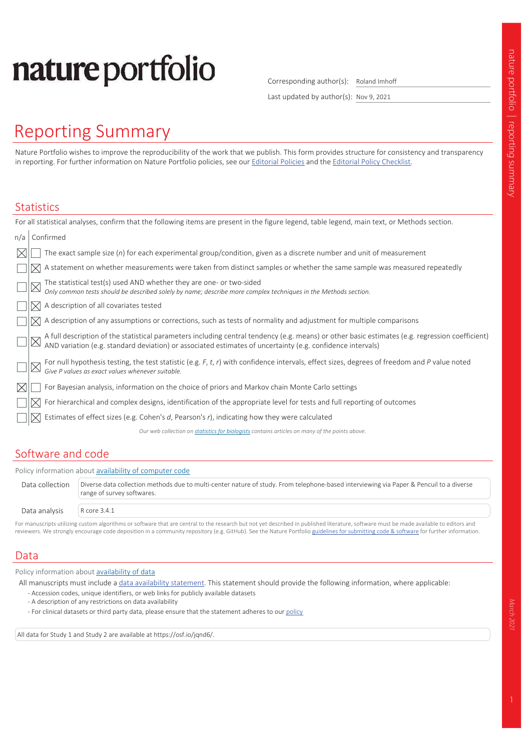# nature portfolio

Corresponding author(s): Roland Imhoff

Last updated by author(s): Nov 9, 2021

# Reporting Summary

Nature Portfolio wishes to improve the reproducibility of the work that we publish. This form provides structure for consistency and transparency in reporting. For further information on Nature Portfolio policies, see our Editorial Policies and the Editorial Policy Checklist.

## Statistics

For all statistical analyses, confirm that the following items are present in the figure legend, table legend, main text, or Methods section.

| n/a | Confirmed | |
|---|---|---|
| ☒ | ☐ | The exact sample size ($n$) for each experimental group/condition, given as a discrete number and unit of measurement |
| ☐ | ☒ | A statement on whether measurements were taken from distinct samples or whether the same sample was measured repeatedly |
| ☐ | ☒ | The statistical test(s) used AND whether they are one- or two-sided<br>*Only common tests should be described solely by name; describe more complex techniques in the Methods section.* |
| ☐ | ☒ | A description of all covariates tested |
| ☐ | ☒ | A description of any assumptions or corrections, such as tests of normality and adjustment for multiple comparisons |
| ☐ | ☒ | A full description of the statistical parameters including central tendency (e.g. means) or other basic estimates (e.g. regression coefficient) AND variation (e.g. standard deviation) or associated estimates of uncertainty (e.g. confidence intervals) |
| ☐ | ☒ | For null hypothesis testing, the test statistic (e.g. $F$, $t$, $r$) with confidence intervals, effect sizes, degrees of freedom and $P$ value noted<br>*Give P values as exact values whenever suitable.* |
| ☒ | ☐ | For Bayesian analysis, information on the choice of priors and Markov chain Monte Carlo settings |
| ☐ | ☒ | For hierarchical and complex designs, identification of the appropriate level for tests and full reporting of outcomes |
| ☐ | ☒ | Estimates of effect sizes (e.g. Cohen's $d$, Pearson's $r$), indicating how they were calculated |

*Our web collection on statistics for biologists contains articles on many of the points above.*

## Software and code

Policy information about availability of computer code

| | |
|---|---|
| Data collection | Diverse data collection methods due to multi-center nature of study. From telephone-based interviewing via Paper & Pencuil to a diverse range of survey softwares. |
| Data analysis | R core 3.4.1 |

For manuscripts utilizing custom algorithms or software that are central to the research but not yet described in published literature, software must be made available to editors and reviewers. We strongly encourage code deposition in a community repository (e.g. GitHub). See the Nature Portfolio guidelines for submitting code & software for further information.

## Data

Policy information about availability of data

All manuscripts must include a data availability statement. This statement should provide the following information, where applicable:

- Accession codes, unique identifiers, or web links for publicly available datasets
- A description of any restrictions on data availability
- For clinical datasets or third party data, please ensure that the statement adheres to our policy

All data for Study 1 and Study 2 are available at https://osf.io/jqnd6/.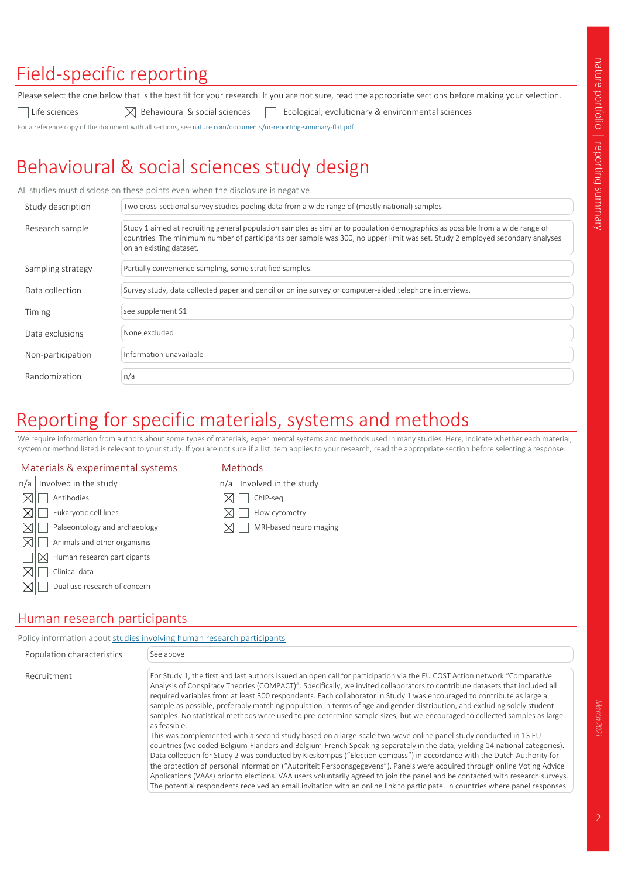# Field-specific reporting

Please select the one below that is the best fit for your research. If you are not sure, read the appropriate sections before making your selection.

☐ Life sciences ☒ Behavioural & social sciences ☐ Ecological, evolutionary & environmental sciences

For a reference copy of the document with all sections, see nature.com/documents/nr-reporting-summary-flat.pdf

# Behavioural & social sciences study design

All studies must disclose on these points even when the disclosure is negative.

| | |
|---|---|
| Study description | Two cross-sectional survey studies pooling data from a wide range of (mostly national) samples |
| Research sample | Study 1 aimed at recruiting general population samples as similar to population demographics as possible from a wide range of countries. The minimum number of participants per sample was 300, no upper limit was set. Study 2 employed secondary analyses on an existing dataset. |
| Sampling strategy | Partially convenience sampling, some stratified samples. |
| Data collection | Survey study, data collected paper and pencil or online survey or computer-aided telephone interviews. |
| Timing | see supplement S1 |
| Data exclusions | None excluded |
| Non-participation | Information unavailable |
| Randomization | n/a |

# Reporting for specific materials, systems and methods

We require information from authors about some types of materials, experimental systems and methods used in many studies. Here, indicate whether each material, system or method listed is relevant to your study. If you are not sure if a list item applies to your research, read the appropriate section before selecting a response.

## Materials & experimental systems

| n/a | Involved in the study | |
|---|---|---|
| ☒ | ☐ | Antibodies |
| ☒ | ☐ | Eukaryotic cell lines |
| ☒ | ☐ | Palaeontology and archaeology |
| ☒ | ☐ | Animals and other organisms |
| ☐ | ☒ | Human research participants |
| ☒ | ☐ | Clinical data |
| ☒ | ☐ | Dual use research of concern |

## Methods

| n/a | Involved in the study | |
|---|---|---|
| ☒ | ☐ | ChIP-seq |
| ☒ | ☐ | Flow cytometry |
| ☒ | ☐ | MRI-based neuroimaging |

## Human research participants

Policy information about studies involving human research participants

| | |
|---|---|
| Population characteristics | See above |
| Recruitment | For Study 1, the first and last authors issued an open call for participation via the EU COST Action network "Comparative Analysis of Conspiracy Theories (COMPACT)". Specifically, we invited collaborators to contribute datasets that included all required variables from at least 300 respondents. Each collaborator in Study 1 was encouraged to contribute as large a sample as possible, preferably matching population in terms of age and gender distribution, and excluding solely student samples. No statistical methods were used to pre-determine sample sizes, but we encouraged to collected samples as large as feasible.<br>This was complemented with a second study based on a large-scale two-wave online panel study conducted in 13 EU countries (we coded Belgium-Flanders and Belgium-French Speaking separately in the data, yielding 14 national categories). Data collection for Study 2 was conducted by Kieskompas ("Election compass") in accordance with the Dutch Authority for the protection of personal information ("Autoriteit Persoonsgegevens"). Panels were acquired through online Voting Advice Applications (VAAs) prior to elections. VAA users voluntarily agreed to join the panel and be contacted with research surveys. The potential respondents received an email invitation with an online link to participate. In countries where panel responses |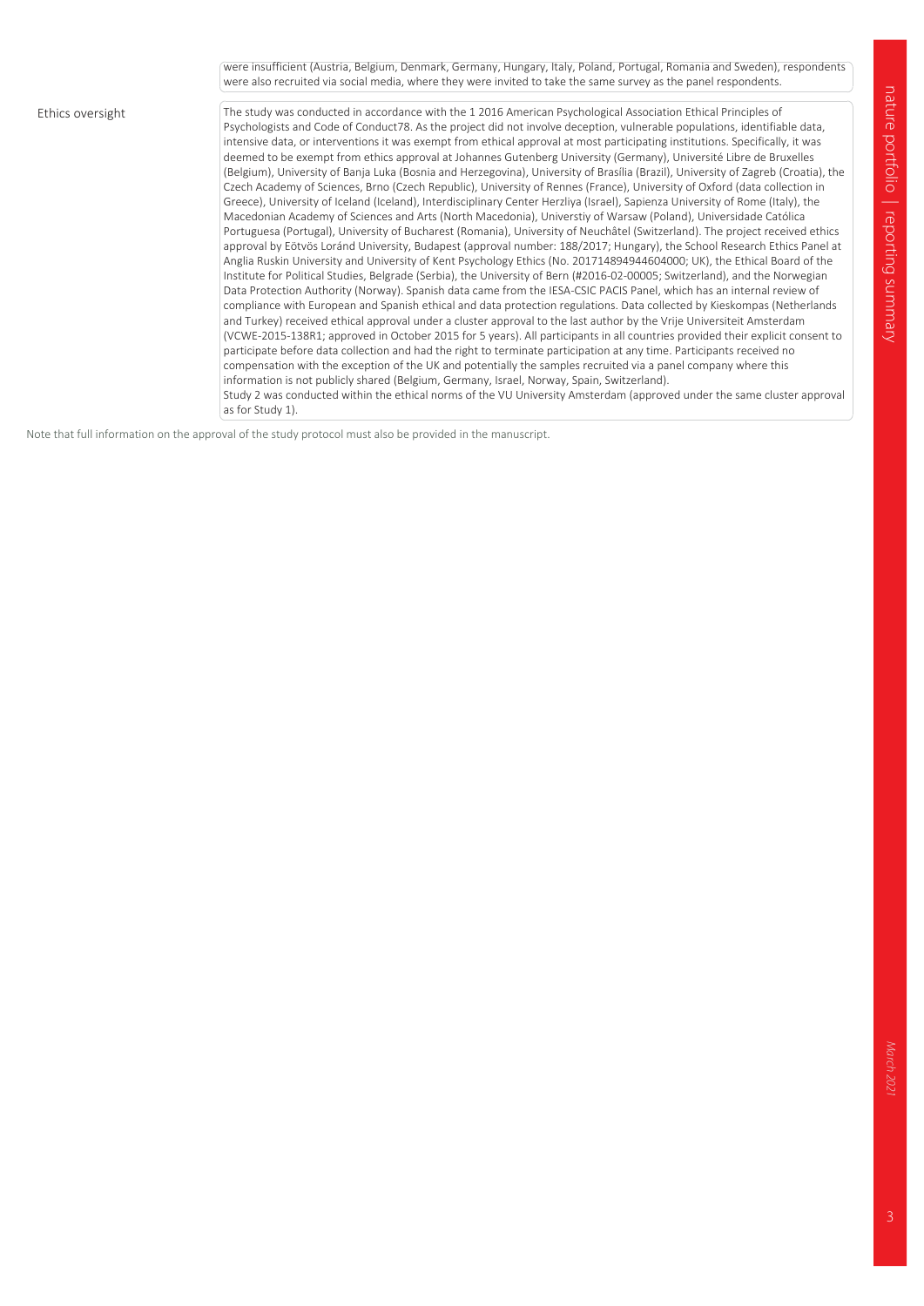were insufficient (Austria, Belgium, Denmark, Germany, Hungary, Italy, Poland, Portugal, Romania and Sweden), respondents were also recruited via social media, where they were invited to take the same survey as the panel respondents.

| | |
|---|---|
| Ethics oversight | The study was conducted in accordance with the 1 2016 American Psychological Association Ethical Principles of Psychologists and Code of Conduct78. As the project did not involve deception, vulnerable populations, identifiable data, intensive data, or interventions it was exempt from ethical approval at most participating institutions. Specifically, it was deemed to be exempt from ethics approval at Johannes Gutenberg University (Germany), Université Libre de Bruxelles (Belgium), University of Banja Luka (Bosnia and Herzegovina), University of Brasília (Brazil), University of Zagreb (Croatia), the Czech Academy of Sciences, Brno (Czech Republic), University of Rennes (France), University of Oxford (data collection in Greece), University of Iceland (Iceland), Interdisciplinary Center Herzliya (Israel), Sapienza University of Rome (Italy), the Macedonian Academy of Sciences and Arts (North Macedonia), Universtiy of Warsaw (Poland), Universidade Católica Portuguesa (Portugal), University of Bucharest (Romania), University of Neuchâtel (Switzerland). The project received ethics approval by Eötvös Loránd University, Budapest (approval number: 188/2017; Hungary), the School Research Ethics Panel at Anglia Ruskin University and University of Kent Psychology Ethics (No. 201714894944604000; UK), the Ethical Board of the Institute for Political Studies, Belgrade (Serbia), the University of Bern (#2016-02-00005; Switzerland), and the Norwegian Data Protection Authority (Norway). Spanish data came from the IESA-CSIC PACIS Panel, which has an internal review of compliance with European and Spanish ethical and data protection regulations. Data collected by Kieskompas (Netherlands and Turkey) received ethical approval under a cluster approval to the last author by the Vrije Universiteit Amsterdam (VCWE-2015-138R1; approved in October 2015 for 5 years). All participants in all countries provided their explicit consent to participate before data collection and had the right to terminate participation at any time. Participants received no compensation with the exception of the UK and potentially the samples recruited via a panel company where this information is not publicly shared (Belgium, Germany, Israel, Norway, Spain, Switzerland).<br>Study 2 was conducted within the ethical norms of the VU University Amsterdam (approved under the same cluster approval as for Study 1). |

Note that full information on the approval of the study protocol must also be provided in the manuscript.